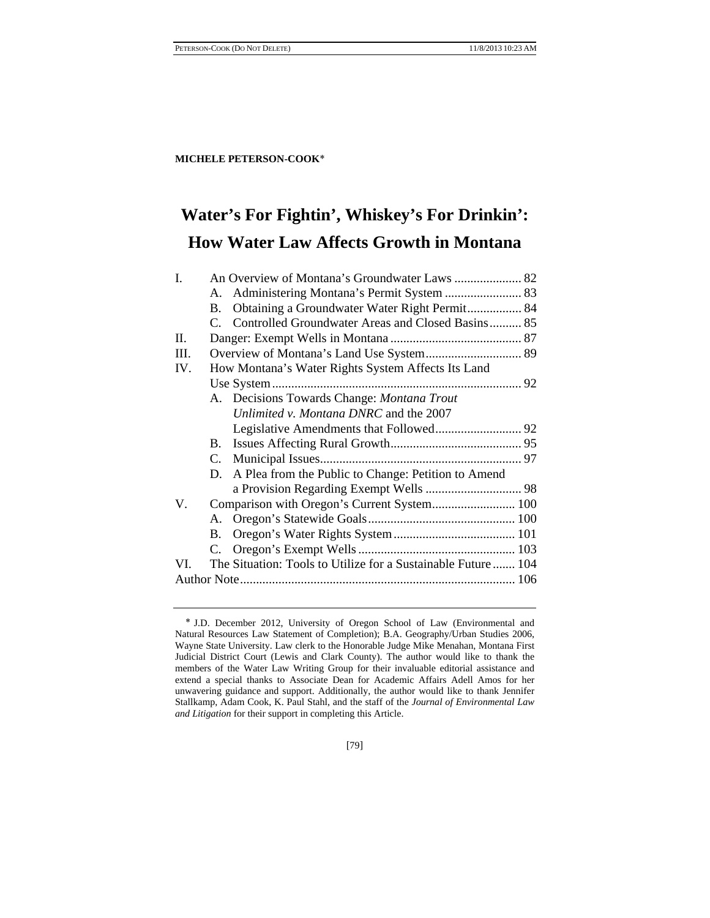**MICHELE PETERSON-COOK**[*]

# Water's For Fightin', Whiskey's For Drinkin': How Water Law Affects Growth in Montana

I. An Overview of Montana's Groundwater Laws ..................... 82
   A. Administering Montana's Permit System ........................ 83
   B. Obtaining a Groundwater Water Right Permit................. 84
   C. Controlled Groundwater Areas and Closed Basins.......... 85
II. Danger: Exempt Wells in Montana ......................................... 87
III. Overview of Montana's Land Use System.............................. 89
IV. How Montana's Water Rights System Affects Its Land Use System ............................................................................. 92
   A. Decisions Towards Change: *Montana Trout Unlimited v. Montana DNRC* and the 2007 Legislative Amendments that Followed........................... 92
   B. Issues Affecting Rural Growth......................................... 95
   C. Municipal Issues............................................................... 97
   D. A Plea from the Public to Change: Petition to Amend a Provision Regarding Exempt Wells .............................. 98
V. Comparison with Oregon's Current System.......................... 100
   A. Oregon's Statewide Goals.............................................. 100
   B. Oregon's Water Rights System...................................... 101
   C. Oregon's Exempt Wells ................................................. 103
VI. The Situation: Tools to Utilize for a Sustainable Future ....... 104
Author Note...................................................................................... 106

---

[*] J.D. December 2012, University of Oregon School of Law (Environmental and Natural Resources Law Statement of Completion); B.A. Geography/Urban Studies 2006, Wayne State University. Law clerk to the Honorable Judge Mike Menahan, Montana First Judicial District Court (Lewis and Clark County). The author would like to thank the members of the Water Law Writing Group for their invaluable editorial assistance and extend a special thanks to Associate Dean for Academic Affairs Adell Amos for her unwavering guidance and support. Additionally, the author would like to thank Jennifer Stallkamp, Adam Cook, K. Paul Stahl, and the staff of the *Journal of Environmental Law and Litigation* for their support in completing this Article.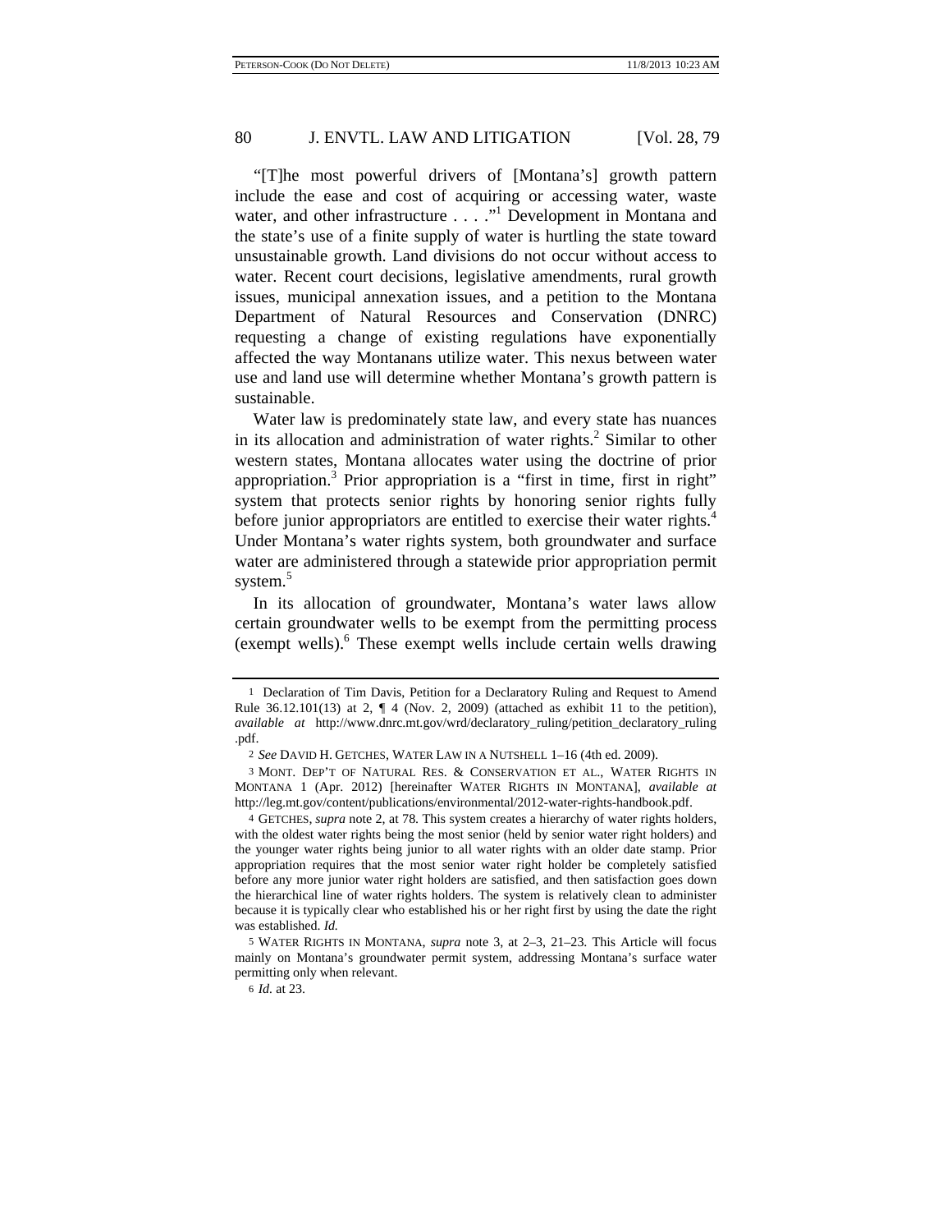"[T]he most powerful drivers of [Montana's] growth pattern include the ease and cost of acquiring or accessing water, waste water, and other infrastructure . . . ."[1] Development in Montana and the state's use of a finite supply of water is hurtling the state toward unsustainable growth. Land divisions do not occur without access to water. Recent court decisions, legislative amendments, rural growth issues, municipal annexation issues, and a petition to the Montana Department of Natural Resources and Conservation (DNRC) requesting a change of existing regulations have exponentially affected the way Montanans utilize water. This nexus between water use and land use will determine whether Montana's growth pattern is sustainable.

Water law is predominately state law, and every state has nuances in its allocation and administration of water rights.[2] Similar to other western states, Montana allocates water using the doctrine of prior appropriation.[3] Prior appropriation is a "first in time, first in right" system that protects senior rights by honoring senior rights fully before junior appropriators are entitled to exercise their water rights.[4] Under Montana's water rights system, both groundwater and surface water are administered through a statewide prior appropriation permit system.[5]

In its allocation of groundwater, Montana's water laws allow certain groundwater wells to be exempt from the permitting process (exempt wells).[6] These exempt wells include certain wells drawing

---

1 Declaration of Tim Davis, Petition for a Declaratory Ruling and Request to Amend Rule 36.12.101(13) at 2, ¶ 4 (Nov. 2, 2009) (attached as exhibit 11 to the petition), *available at* http://www.dnrc.mt.gov/wrd/declaratory_ruling/petition_declaratory_ruling.pdf.

2 *See* DAVID H. GETCHES, WATER LAW IN A NUTSHELL 1–16 (4th ed. 2009).

3 MONT. DEP'T OF NATURAL RES. & CONSERVATION ET AL., WATER RIGHTS IN MONTANA 1 (Apr. 2012) [hereinafter WATER RIGHTS IN MONTANA], *available at* http://leg.mt.gov/content/publications/environmental/2012-water-rights-handbook.pdf.

4 GETCHES, *supra* note 2, at 78. This system creates a hierarchy of water rights holders, with the oldest water rights being the most senior (held by senior water right holders) and the younger water rights being junior to all water rights with an older date stamp. Prior appropriation requires that the most senior water right holder be completely satisfied before any more junior water right holders are satisfied, and then satisfaction goes down the hierarchical line of water rights holders. The system is relatively clean to administer because it is typically clear who established his or her right first by using the date the right was established. *Id.*

5 WATER RIGHTS IN MONTANA, *supra* note 3, at 2–3, 21–23. This Article will focus mainly on Montana's groundwater permit system, addressing Montana's surface water permitting only when relevant.

6 *Id.* at 23.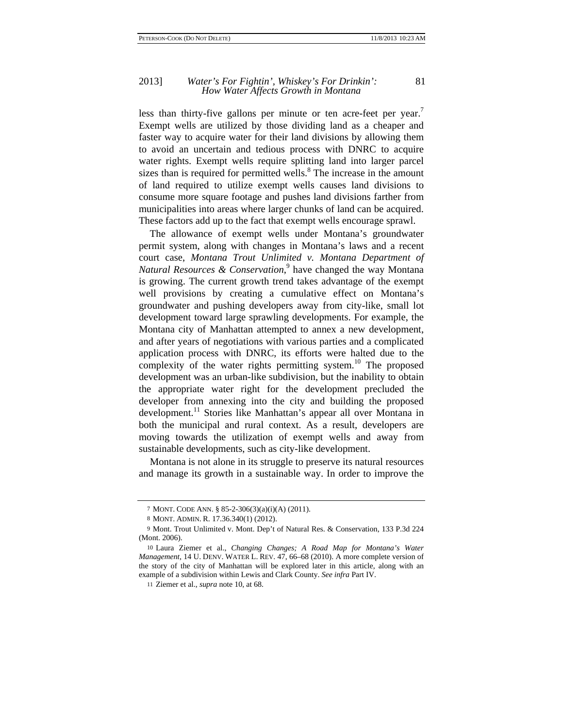less than thirty-five gallons per minute or ten acre-feet per year.[7] Exempt wells are utilized by those dividing land as a cheaper and faster way to acquire water for their land divisions by allowing them to avoid an uncertain and tedious process with DNRC to acquire water rights. Exempt wells require splitting land into larger parcel sizes than is required for permitted wells.[8] The increase in the amount of land required to utilize exempt wells causes land divisions to consume more square footage and pushes land divisions farther from municipalities into areas where larger chunks of land can be acquired. These factors add up to the fact that exempt wells encourage sprawl.

The allowance of exempt wells under Montana's groundwater permit system, along with changes in Montana's laws and a recent court case, *Montana Trout Unlimited v. Montana Department of Natural Resources & Conservation*,[9] have changed the way Montana is growing. The current growth trend takes advantage of the exempt well provisions by creating a cumulative effect on Montana's groundwater and pushing developers away from city-like, small lot development toward large sprawling developments. For example, the Montana city of Manhattan attempted to annex a new development, and after years of negotiations with various parties and a complicated application process with DNRC, its efforts were halted due to the complexity of the water rights permitting system.[10] The proposed development was an urban-like subdivision, but the inability to obtain the appropriate water right for the development precluded the developer from annexing into the city and building the proposed development.[11] Stories like Manhattan's appear all over Montana in both the municipal and rural context. As a result, developers are moving towards the utilization of exempt wells and away from sustainable developments, such as city-like development.

Montana is not alone in its struggle to preserve its natural resources and manage its growth in a sustainable way. In order to improve the

---

7 MONT. CODE ANN. § 85-2-306(3)(a)(i)(A) (2011).

8 MONT. ADMIN. R. 17.36.340(1) (2012).

9 Mont. Trout Unlimited v. Mont. Dep't of Natural Res. & Conservation, 133 P.3d 224 (Mont. 2006).

10 Laura Ziemer et al., *Changing Changes; A Road Map for Montana's Water Management*, 14 U. DENV. WATER L. REV. 47, 66–68 (2010). A more complete version of the story of the city of Manhattan will be explored later in this article, along with an example of a subdivision within Lewis and Clark County. *See infra* Part IV.

11 Ziemer et al., *supra* note 10, at 68.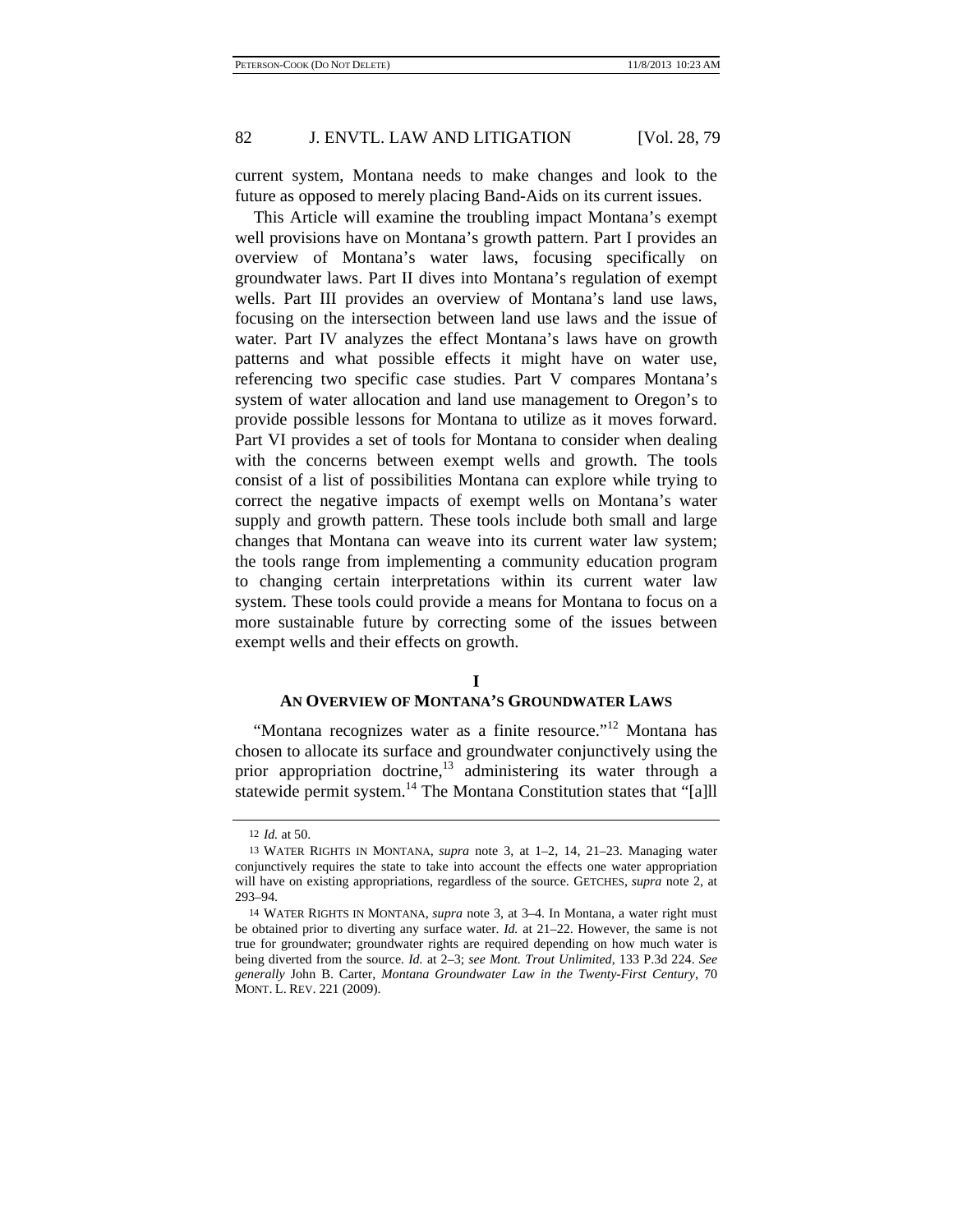current system, Montana needs to make changes and look to the future as opposed to merely placing Band-Aids on its current issues.

This Article will examine the troubling impact Montana's exempt well provisions have on Montana's growth pattern. Part I provides an overview of Montana's water laws, focusing specifically on groundwater laws. Part II dives into Montana's regulation of exempt wells. Part III provides an overview of Montana's land use laws, focusing on the intersection between land use laws and the issue of water. Part IV analyzes the effect Montana's laws have on growth patterns and what possible effects it might have on water use, referencing two specific case studies. Part V compares Montana's system of water allocation and land use management to Oregon's to provide possible lessons for Montana to utilize as it moves forward. Part VI provides a set of tools for Montana to consider when dealing with the concerns between exempt wells and growth. The tools consist of a list of possibilities Montana can explore while trying to correct the negative impacts of exempt wells on Montana's water supply and growth pattern. These tools include both small and large changes that Montana can weave into its current water law system; the tools range from implementing a community education program to changing certain interpretations within its current water law system. These tools could provide a means for Montana to focus on a more sustainable future by correcting some of the issues between exempt wells and their effects on growth.

## I
## AN OVERVIEW OF MONTANA'S GROUNDWATER LAWS

"Montana recognizes water as a finite resource."[12] Montana has chosen to allocate its surface and groundwater conjunctively using the prior appropriation doctrine,[13] administering its water through a statewide permit system.[14] The Montana Constitution states that "[a]ll

---

12 *Id.* at 50.

13 WATER RIGHTS IN MONTANA, *supra* note 3, at 1–2, 14, 21–23. Managing water conjunctively requires the state to take into account the effects one water appropriation will have on existing appropriations, regardless of the source. GETCHES, *supra* note 2, at 293–94.

14 WATER RIGHTS IN MONTANA, *supra* note 3, at 3–4. In Montana, a water right must be obtained prior to diverting any surface water. *Id.* at 21–22. However, the same is not true for groundwater; groundwater rights are required depending on how much water is being diverted from the source. *Id.* at 2–3; *see Mont. Trout Unlimited*, 133 P.3d 224. *See generally* John B. Carter, *Montana Groundwater Law in the Twenty-First Century*, 70 MONT. L. REV. 221 (2009).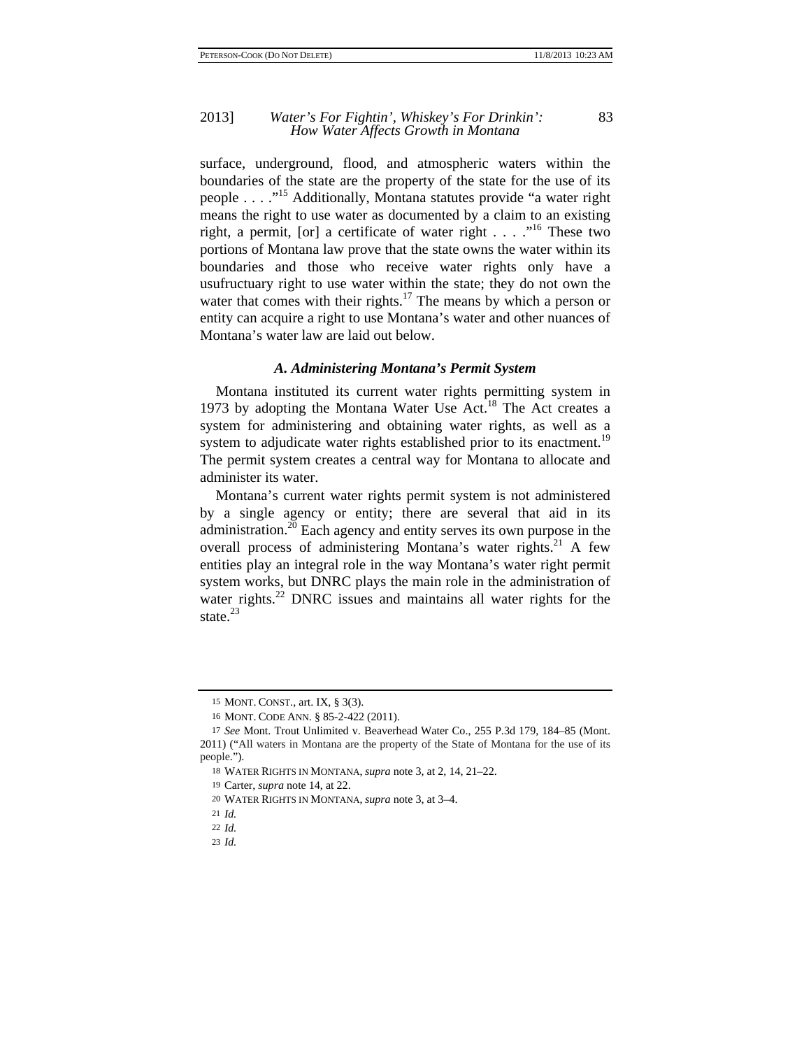surface, underground, flood, and atmospheric waters within the boundaries of the state are the property of the state for the use of its people . . . ."[15] Additionally, Montana statutes provide "a water right means the right to use water as documented by a claim to an existing right, a permit, [or] a certificate of water right . . . ."[16] These two portions of Montana law prove that the state owns the water within its boundaries and those who receive water rights only have a usufructuary right to use water within the state; they do not own the water that comes with their rights.[17] The means by which a person or entity can acquire a right to use Montana's water and other nuances of Montana's water law are laid out below.

### *A. Administering Montana's Permit System*

Montana instituted its current water rights permitting system in 1973 by adopting the Montana Water Use Act.[18] The Act creates a system for administering and obtaining water rights, as well as a system to adjudicate water rights established prior to its enactment.[19] The permit system creates a central way for Montana to allocate and administer its water.

Montana's current water rights permit system is not administered by a single agency or entity; there are several that aid in its administration.[20] Each agency and entity serves its own purpose in the overall process of administering Montana's water rights.[21] A few entities play an integral role in the way Montana's water right permit system works, but DNRC plays the main role in the administration of water rights.[22] DNRC issues and maintains all water rights for the state.[23]

---

15 MONT. CONST., art. IX, § 3(3).

16 MONT. CODE ANN. § 85-2-422 (2011).

17 *See* Mont. Trout Unlimited v. Beaverhead Water Co., 255 P.3d 179, 184–85 (Mont. 2011) ("All waters in Montana are the property of the State of Montana for the use of its people.").

18 WATER RIGHTS IN MONTANA, *supra* note 3, at 2, 14, 21–22.

19 Carter, *supra* note 14, at 22.

20 WATER RIGHTS IN MONTANA, *supra* note 3, at 3–4.

21 *Id.*

22 *Id.*

23 *Id.*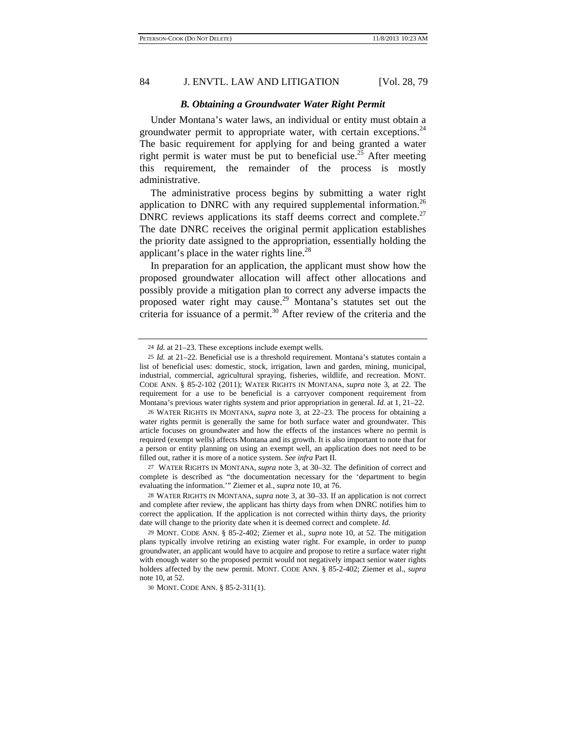### *B. Obtaining a Groundwater Water Right Permit*

Under Montana's water laws, an individual or entity must obtain a groundwater permit to appropriate water, with certain exceptions.[24] The basic requirement for applying for and being granted a water right permit is water must be put to beneficial use.[25] After meeting this requirement, the remainder of the process is mostly administrative.

The administrative process begins by submitting a water right application to DNRC with any required supplemental information.[26] DNRC reviews applications its staff deems correct and complete.[27] The date DNRC receives the original permit application establishes the priority date assigned to the appropriation, essentially holding the applicant's place in the water rights line.[28]

In preparation for an application, the applicant must show how the proposed groundwater allocation will affect other allocations and possibly provide a mitigation plan to correct any adverse impacts the proposed water right may cause.[29] Montana's statutes set out the criteria for issuance of a permit.[30] After review of the criteria and the

---

24 *Id.* at 21–23. These exceptions include exempt wells.

25 *Id.* at 21–22. Beneficial use is a threshold requirement. Montana's statutes contain a list of beneficial uses: domestic, stock, irrigation, lawn and garden, mining, municipal, industrial, commercial, agricultural spraying, fisheries, wildlife, and recreation. MONT. CODE ANN. § 85-2-102 (2011); WATER RIGHTS IN MONTANA, *supra* note 3, at 22. The requirement for a use to be beneficial is a carryover component requirement from Montana's previous water rights system and prior appropriation in general. *Id.* at 1, 21–22.

26 WATER RIGHTS IN MONTANA, *supra* note 3, at 22–23. The process for obtaining a water rights permit is generally the same for both surface water and groundwater. This article focuses on groundwater and how the effects of the instances where no permit is required (exempt wells) affects Montana and its growth. It is also important to note that for a person or entity planning on using an exempt well, an application does not need to be filled out, rather it is more of a notice system. *See infra* Part II.

27 WATER RIGHTS IN MONTANA, *supra* note 3, at 30–32. The definition of correct and complete is described as "the documentation necessary for the 'department to begin evaluating the information.'" Ziemer et al., *supra* note 10, at 76.

28 WATER RIGHTS IN MONTANA, *supra* note 3, at 30–33. If an application is not correct and complete after review, the applicant has thirty days from when DNRC notifies him to correct the application. If the application is not corrected within thirty days, the priority date will change to the priority date when it is deemed correct and complete. *Id.*

29 MONT. CODE ANN. § 85-2-402; Ziemer et al., *supra* note 10, at 52. The mitigation plans typically involve retiring an existing water right. For example, in order to pump groundwater, an applicant would have to acquire and propose to retire a surface water right with enough water so the proposed permit would not negatively impact senior water rights holders affected by the new permit. MONT. CODE ANN. § 85-2-402; Ziemer et al., *supra* note 10, at 52.

30 MONT. CODE ANN. § 85-2-311(1).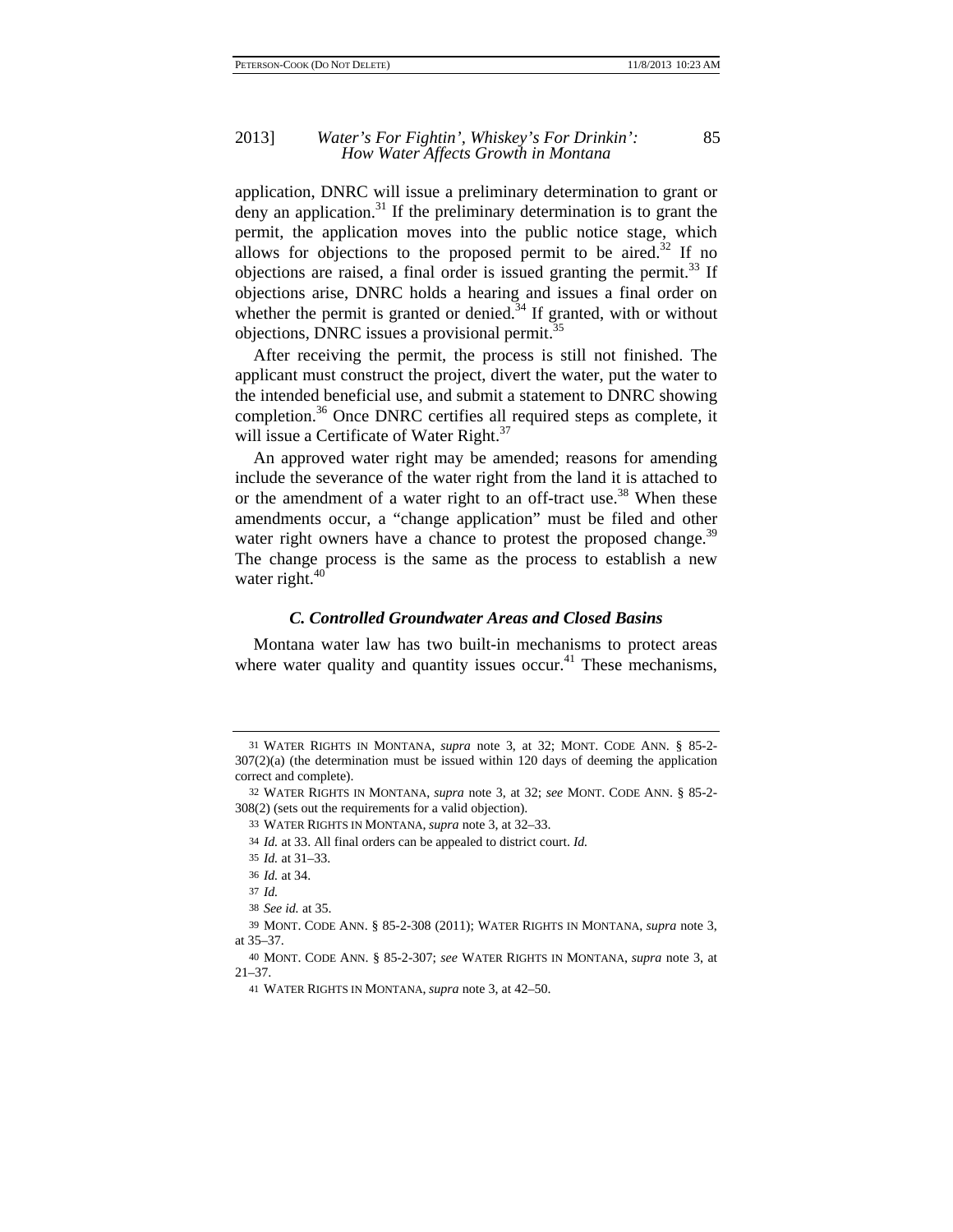application, DNRC will issue a preliminary determination to grant or deny an application.[31] If the preliminary determination is to grant the permit, the application moves into the public notice stage, which allows for objections to the proposed permit to be aired.[32] If no objections are raised, a final order is issued granting the permit.[33] If objections arise, DNRC holds a hearing and issues a final order on whether the permit is granted or denied.[34] If granted, with or without objections, DNRC issues a provisional permit.[35]

After receiving the permit, the process is still not finished. The applicant must construct the project, divert the water, put the water to the intended beneficial use, and submit a statement to DNRC showing completion.[36] Once DNRC certifies all required steps as complete, it will issue a Certificate of Water Right.[37]

An approved water right may be amended; reasons for amending include the severance of the water right from the land it is attached to or the amendment of a water right to an off-tract use.[38] When these amendments occur, a "change application" must be filed and other water right owners have a chance to protest the proposed change.[39] The change process is the same as the process to establish a new water right.[40]

### *C. Controlled Groundwater Areas and Closed Basins*

Montana water law has two built-in mechanisms to protect areas where water quality and quantity issues occur.[41] These mechanisms,

---

31 WATER RIGHTS IN MONTANA, *supra* note 3, at 32; MONT. CODE ANN. § 85-2-307(2)(a) (the determination must be issued within 120 days of deeming the application correct and complete).

32 WATER RIGHTS IN MONTANA, *supra* note 3, at 32; *see* MONT. CODE ANN. § 85-2-308(2) (sets out the requirements for a valid objection).

33 WATER RIGHTS IN MONTANA, *supra* note 3, at 32–33.

34 *Id.* at 33. All final orders can be appealed to district court. *Id.*

35 *Id.* at 31–33.

36 *Id.* at 34.

37 *Id.*

38 *See id.* at 35.

39 MONT. CODE ANN. § 85-2-308 (2011); WATER RIGHTS IN MONTANA, *supra* note 3, at 35–37.

40 MONT. CODE ANN. § 85-2-307; *see* WATER RIGHTS IN MONTANA, *supra* note 3, at 21–37.

41 WATER RIGHTS IN MONTANA, *supra* note 3, at 42–50.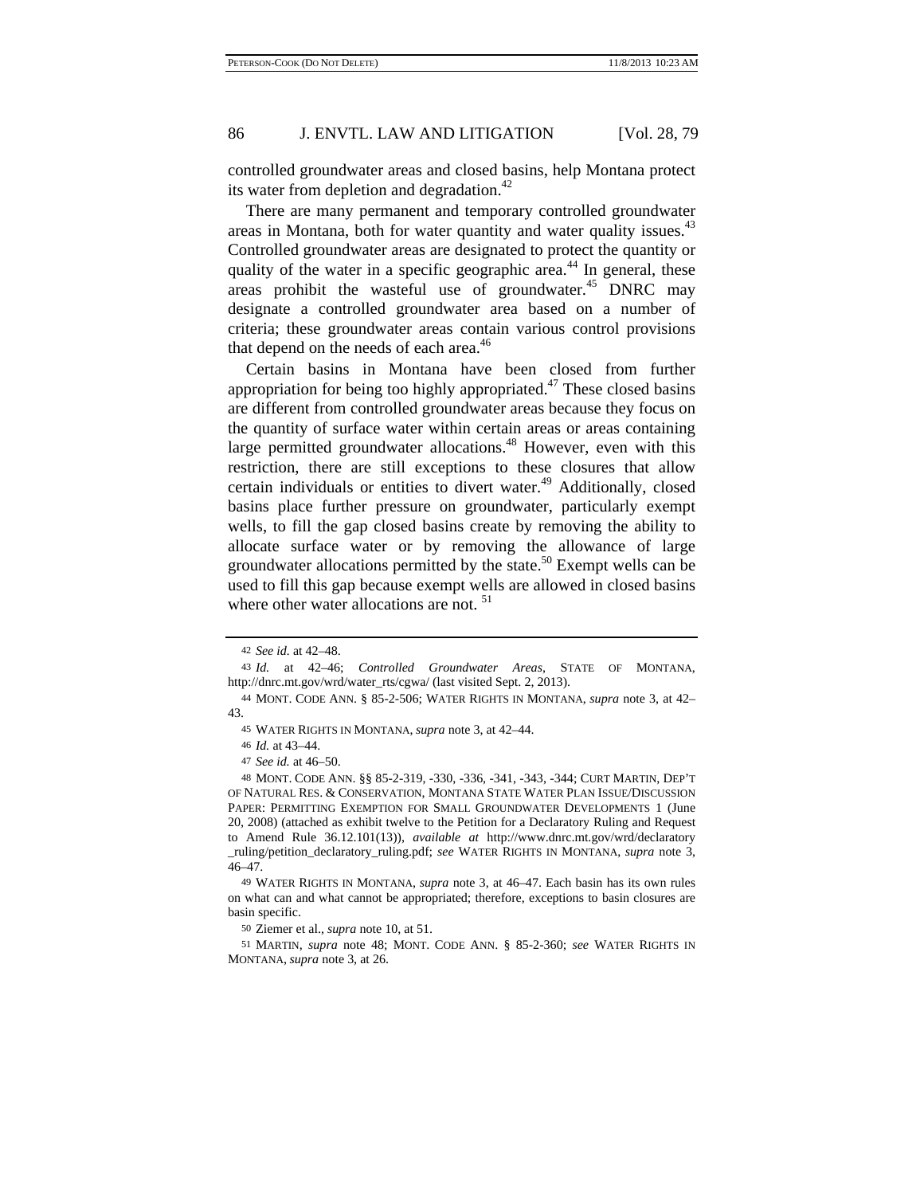controlled groundwater areas and closed basins, help Montana protect its water from depletion and degradation.[42]

There are many permanent and temporary controlled groundwater areas in Montana, both for water quantity and water quality issues.[43] Controlled groundwater areas are designated to protect the quantity or quality of the water in a specific geographic area.[44] In general, these areas prohibit the wasteful use of groundwater.[45] DNRC may designate a controlled groundwater area based on a number of criteria; these groundwater areas contain various control provisions that depend on the needs of each area.[46]

Certain basins in Montana have been closed from further appropriation for being too highly appropriated.[47] These closed basins are different from controlled groundwater areas because they focus on the quantity of surface water within certain areas or areas containing large permitted groundwater allocations.[48] However, even with this restriction, there are still exceptions to these closures that allow certain individuals or entities to divert water.[49] Additionally, closed basins place further pressure on groundwater, particularly exempt wells, to fill the gap closed basins create by removing the ability to allocate surface water or by removing the allowance of large groundwater allocations permitted by the state.[50] Exempt wells can be used to fill this gap because exempt wells are allowed in closed basins where other water allocations are not.[51]

---

42 *See id.* at 42–48.

43 *Id.* at 42–46; *Controlled Groundwater Areas*, STATE OF MONTANA, http://dnrc.mt.gov/wrd/water_rts/cgwa/ (last visited Sept. 2, 2013).

44 MONT. CODE ANN. § 85-2-506; WATER RIGHTS IN MONTANA, *supra* note 3, at 42–43.

45 WATER RIGHTS IN MONTANA, *supra* note 3, at 42–44.

46 *Id.* at 43–44.

47 *See id.* at 46–50.

48 MONT. CODE ANN. §§ 85-2-319, -330, -336, -341, -343, -344; CURT MARTIN, DEP'T OF NATURAL RES. & CONSERVATION, MONTANA STATE WATER PLAN ISSUE/DISCUSSION PAPER: PERMITTING EXEMPTION FOR SMALL GROUNDWATER DEVELOPMENTS 1 (June 20, 2008) (attached as exhibit twelve to the Petition for a Declaratory Ruling and Request to Amend Rule 36.12.101(13)), *available at* http://www.dnrc.mt.gov/wrd/declaratory_ruling/petition_declaratory_ruling.pdf; *see* WATER RIGHTS IN MONTANA, *supra* note 3, 46–47.

49 WATER RIGHTS IN MONTANA, *supra* note 3, at 46–47. Each basin has its own rules on what can and what cannot be appropriated; therefore, exceptions to basin closures are basin specific.

50 Ziemer et al., *supra* note 10, at 51.

51 MARTIN, *supra* note 48; MONT. CODE ANN. § 85-2-360; *see* WATER RIGHTS IN MONTANA, *supra* note 3, at 26.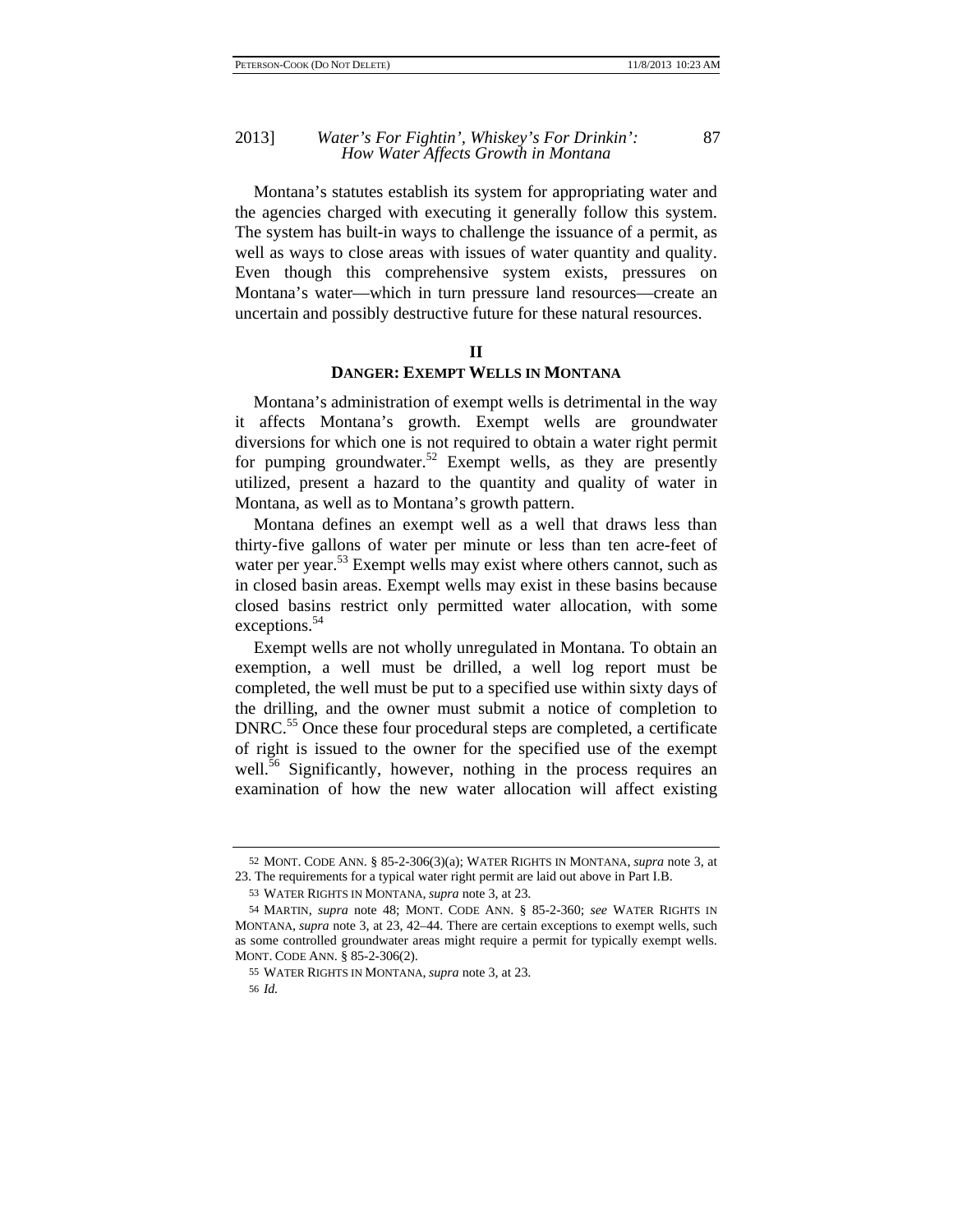Montana's statutes establish its system for appropriating water and the agencies charged with executing it generally follow this system. The system has built-in ways to challenge the issuance of a permit, as well as ways to close areas with issues of water quantity and quality. Even though this comprehensive system exists, pressures on Montana's water—which in turn pressure land resources—create an uncertain and possibly destructive future for these natural resources.

## II
## DANGER: EXEMPT WELLS IN MONTANA

Montana's administration of exempt wells is detrimental in the way it affects Montana's growth. Exempt wells are groundwater diversions for which one is not required to obtain a water right permit for pumping groundwater.[52] Exempt wells, as they are presently utilized, present a hazard to the quantity and quality of water in Montana, as well as to Montana's growth pattern.

Montana defines an exempt well as a well that draws less than thirty-five gallons of water per minute or less than ten acre-feet of water per year.[53] Exempt wells may exist where others cannot, such as in closed basin areas. Exempt wells may exist in these basins because closed basins restrict only permitted water allocation, with some exceptions.[54]

Exempt wells are not wholly unregulated in Montana. To obtain an exemption, a well must be drilled, a well log report must be completed, the well must be put to a specified use within sixty days of the drilling, and the owner must submit a notice of completion to DNRC.[55] Once these four procedural steps are completed, a certificate of right is issued to the owner for the specified use of the exempt well.[56] Significantly, however, nothing in the process requires an examination of how the new water allocation will affect existing

---

52 MONT. CODE ANN. § 85-2-306(3)(a); WATER RIGHTS IN MONTANA, *supra* note 3, at 23. The requirements for a typical water right permit are laid out above in Part I.B.

53 WATER RIGHTS IN MONTANA, *supra* note 3, at 23.

54 MARTIN, *supra* note 48; MONT. CODE ANN. § 85-2-360; *see* WATER RIGHTS IN MONTANA, *supra* note 3, at 23, 42–44. There are certain exceptions to exempt wells, such as some controlled groundwater areas might require a permit for typically exempt wells. MONT. CODE ANN. § 85-2-306(2).

55 WATER RIGHTS IN MONTANA, *supra* note 3, at 23.

56 *Id.*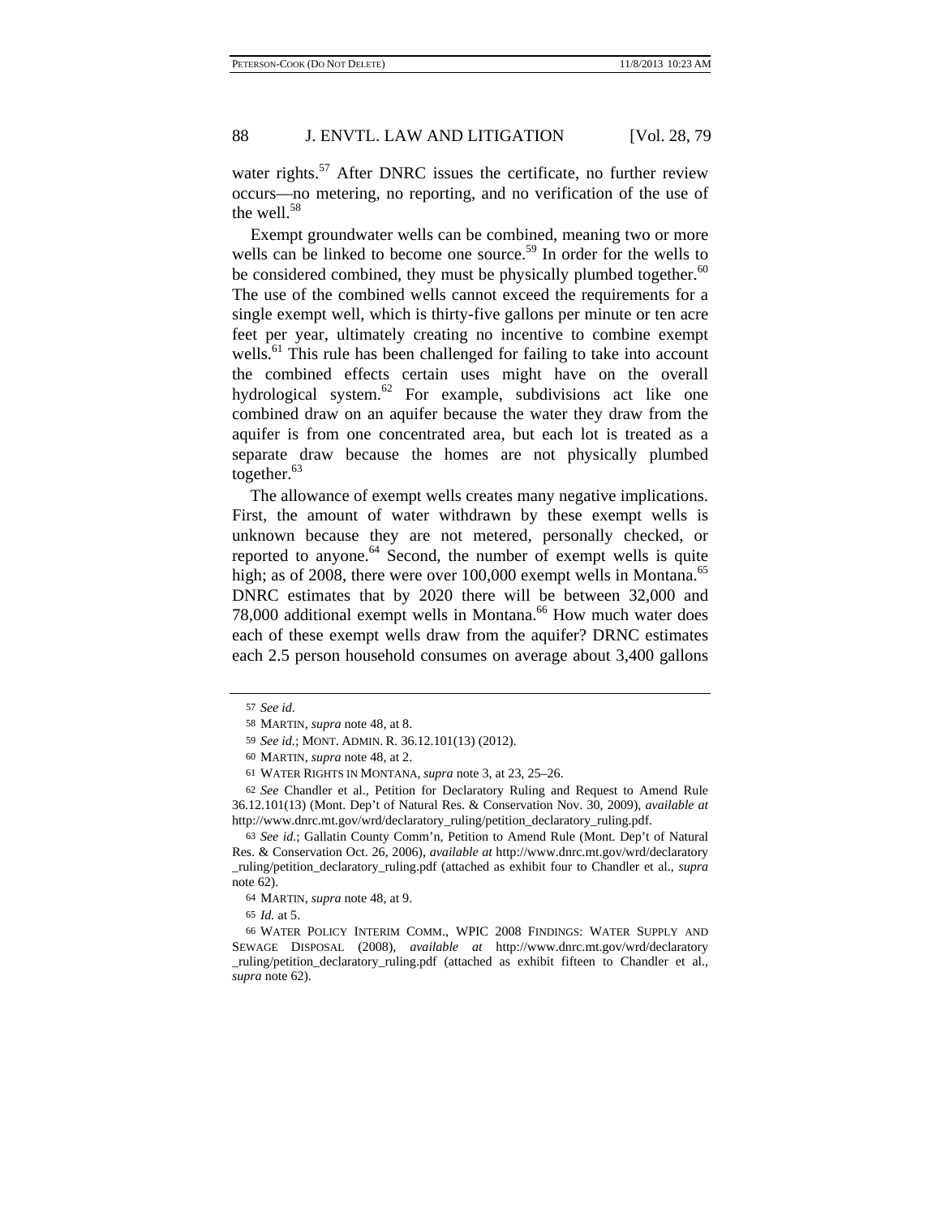water rights.[57] After DNRC issues the certificate, no further review occurs—no metering, no reporting, and no verification of the use of the well.[58]

Exempt groundwater wells can be combined, meaning two or more wells can be linked to become one source.[59] In order for the wells to be considered combined, they must be physically plumbed together.[60] The use of the combined wells cannot exceed the requirements for a single exempt well, which is thirty-five gallons per minute or ten acre feet per year, ultimately creating no incentive to combine exempt wells.[61] This rule has been challenged for failing to take into account the combined effects certain uses might have on the overall hydrological system.[62] For example, subdivisions act like one combined draw on an aquifer because the water they draw from the aquifer is from one concentrated area, but each lot is treated as a separate draw because the homes are not physically plumbed together.[63]

The allowance of exempt wells creates many negative implications. First, the amount of water withdrawn by these exempt wells is unknown because they are not metered, personally checked, or reported to anyone.[64] Second, the number of exempt wells is quite high; as of 2008, there were over 100,000 exempt wells in Montana.[65] DNRC estimates that by 2020 there will be between 32,000 and 78,000 additional exempt wells in Montana.[66] How much water does each of these exempt wells draw from the aquifer? DRNC estimates each 2.5 person household consumes on average about 3,400 gallons

---

57 *See id.*

58 MARTIN, *supra* note 48, at 8.

59 *See id.*; MONT. ADMIN. R. 36.12.101(13) (2012).

60 MARTIN, *supra* note 48, at 2.

61 WATER RIGHTS IN MONTANA, *supra* note 3, at 23, 25–26.

62 *See* Chandler et al., Petition for Declaratory Ruling and Request to Amend Rule 36.12.101(13) (Mont. Dep't of Natural Res. & Conservation Nov. 30, 2009), *available at* http://www.dnrc.mt.gov/wrd/declaratory_ruling/petition_declaratory_ruling.pdf.

63 *See id.*; Gallatin County Comm'n, Petition to Amend Rule (Mont. Dep't of Natural Res. & Conservation Oct. 26, 2006), *available at* http://www.dnrc.mt.gov/wrd/declaratory_ruling/petition_declaratory_ruling.pdf (attached as exhibit four to Chandler et al., *supra* note 62).

64 MARTIN, *supra* note 48, at 9.

65 *Id.* at 5.

66 WATER POLICY INTERIM COMM., WPIC 2008 FINDINGS: WATER SUPPLY AND SEWAGE DISPOSAL (2008), *available at* http://www.dnrc.mt.gov/wrd/declaratory_ruling/petition_declaratory_ruling.pdf (attached as exhibit fifteen to Chandler et al., *supra* note 62).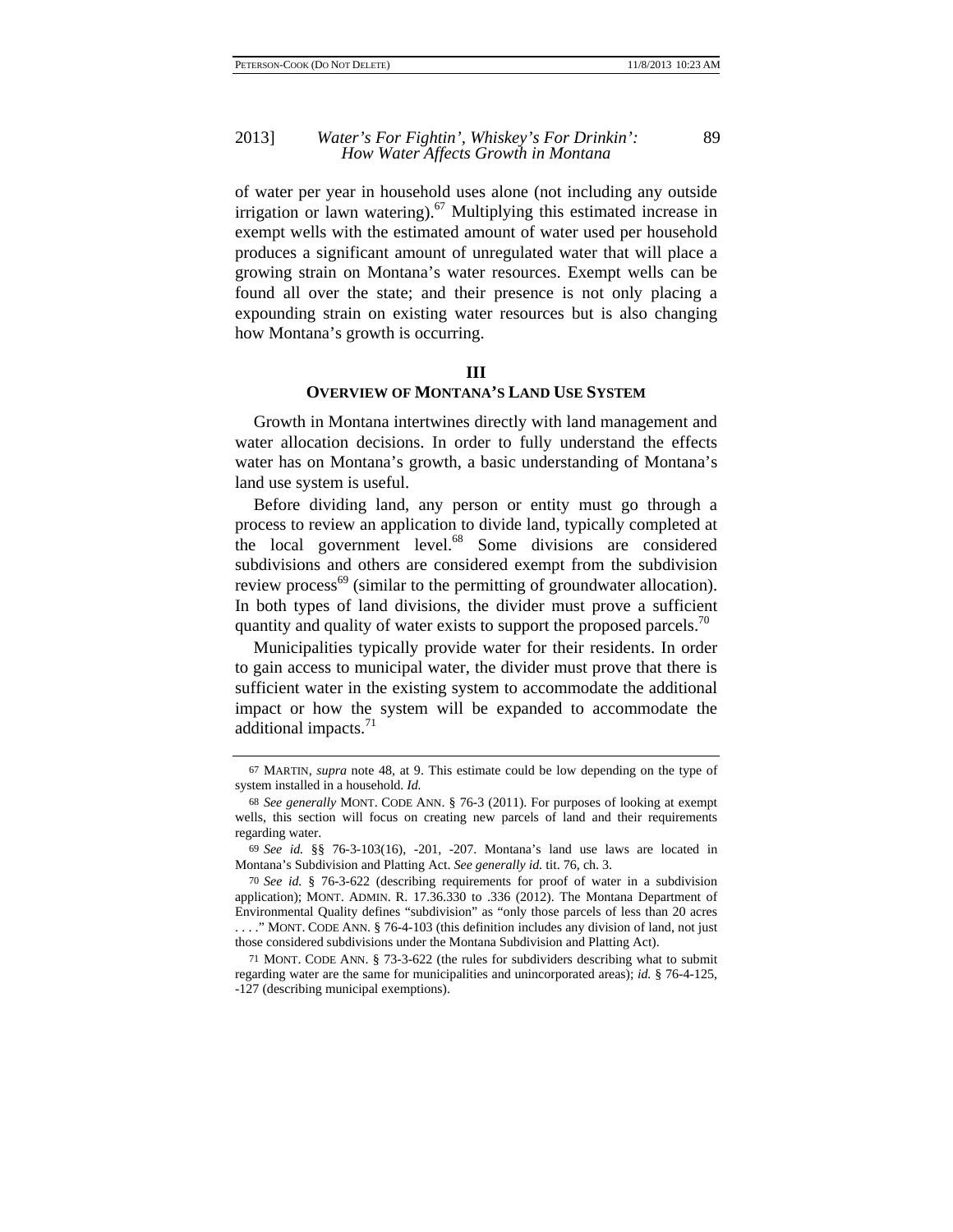of water per year in household uses alone (not including any outside irrigation or lawn watering).[67] Multiplying this estimated increase in exempt wells with the estimated amount of water used per household produces a significant amount of unregulated water that will place a growing strain on Montana's water resources. Exempt wells can be found all over the state; and their presence is not only placing a expounding strain on existing water resources but is also changing how Montana's growth is occurring.

## III
## OVERVIEW OF MONTANA'S LAND USE SYSTEM

Growth in Montana intertwines directly with land management and water allocation decisions. In order to fully understand the effects water has on Montana's growth, a basic understanding of Montana's land use system is useful.

Before dividing land, any person or entity must go through a process to review an application to divide land, typically completed at the local government level.[68] Some divisions are considered subdivisions and others are considered exempt from the subdivision review process[69] (similar to the permitting of groundwater allocation). In both types of land divisions, the divider must prove a sufficient quantity and quality of water exists to support the proposed parcels.[70]

Municipalities typically provide water for their residents. In order to gain access to municipal water, the divider must prove that there is sufficient water in the existing system to accommodate the additional impact or how the system will be expanded to accommodate the additional impacts.[71]

---

67 MARTIN, *supra* note 48, at 9. This estimate could be low depending on the type of system installed in a household. *Id.*

68 *See generally* MONT. CODE ANN. § 76-3 (2011). For purposes of looking at exempt wells, this section will focus on creating new parcels of land and their requirements regarding water.

69 *See id.* §§ 76-3-103(16), -201, -207. Montana's land use laws are located in Montana's Subdivision and Platting Act. *See generally id.* tit. 76, ch. 3.

70 *See id.* § 76-3-622 (describing requirements for proof of water in a subdivision application); MONT. ADMIN. R. 17.36.330 to .336 (2012). The Montana Department of Environmental Quality defines "subdivision" as "only those parcels of less than 20 acres . . . ." MONT. CODE ANN. § 76-4-103 (this definition includes any division of land, not just those considered subdivisions under the Montana Subdivision and Platting Act).

71 MONT. CODE ANN. § 73-3-622 (the rules for subdividers describing what to submit regarding water are the same for municipalities and unincorporated areas); *id.* § 76-4-125, -127 (describing municipal exemptions).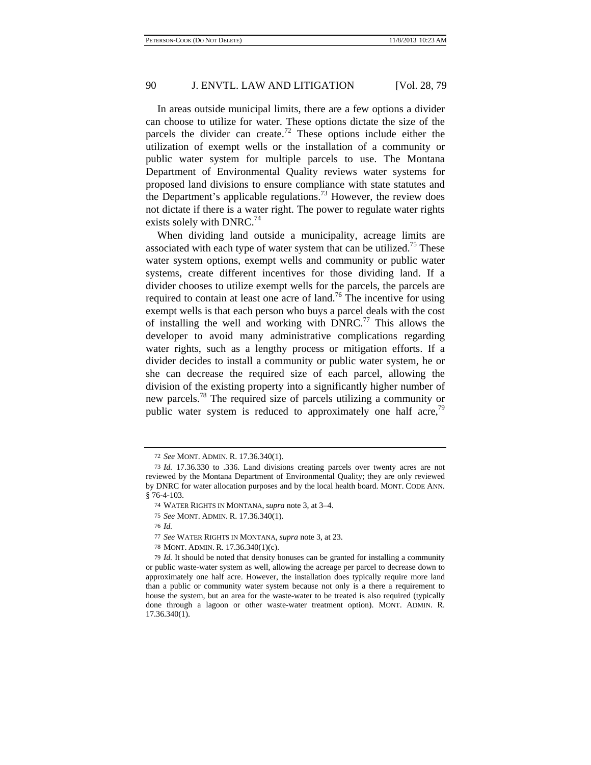In areas outside municipal limits, there are a few options a divider can choose to utilize for water. These options dictate the size of the parcels the divider can create.[72] These options include either the utilization of exempt wells or the installation of a community or public water system for multiple parcels to use. The Montana Department of Environmental Quality reviews water systems for proposed land divisions to ensure compliance with state statutes and the Department's applicable regulations.[73] However, the review does not dictate if there is a water right. The power to regulate water rights exists solely with DNRC.[74]

When dividing land outside a municipality, acreage limits are associated with each type of water system that can be utilized.[75] These water system options, exempt wells and community or public water systems, create different incentives for those dividing land. If a divider chooses to utilize exempt wells for the parcels, the parcels are required to contain at least one acre of land.[76] The incentive for using exempt wells is that each person who buys a parcel deals with the cost of installing the well and working with DNRC.[77] This allows the developer to avoid many administrative complications regarding water rights, such as a lengthy process or mitigation efforts. If a divider decides to install a community or public water system, he or she can decrease the required size of each parcel, allowing the division of the existing property into a significantly higher number of new parcels.[78] The required size of parcels utilizing a community or public water system is reduced to approximately one half acre,[79]

---

72 *See* MONT. ADMIN. R. 17.36.340(1).

73 *Id.* 17.36.330 to .336. Land divisions creating parcels over twenty acres are not reviewed by the Montana Department of Environmental Quality; they are only reviewed by DNRC for water allocation purposes and by the local health board. MONT. CODE ANN. § 76-4-103.

74 WATER RIGHTS IN MONTANA, *supra* note 3, at 3–4.

75 *See* MONT. ADMIN. R. 17.36.340(1).

76 *Id.*

77 *See* WATER RIGHTS IN MONTANA, *supra* note 3, at 23.

78 MONT. ADMIN. R. 17.36.340(1)(c).

79 *Id.* It should be noted that density bonuses can be granted for installing a community or public waste-water system as well, allowing the acreage per parcel to decrease down to approximately one half acre. However, the installation does typically require more land than a public or community water system because not only is a there a requirement to house the system, but an area for the waste-water to be treated is also required (typically done through a lagoon or other waste-water treatment option). MONT. ADMIN. R. 17.36.340(1).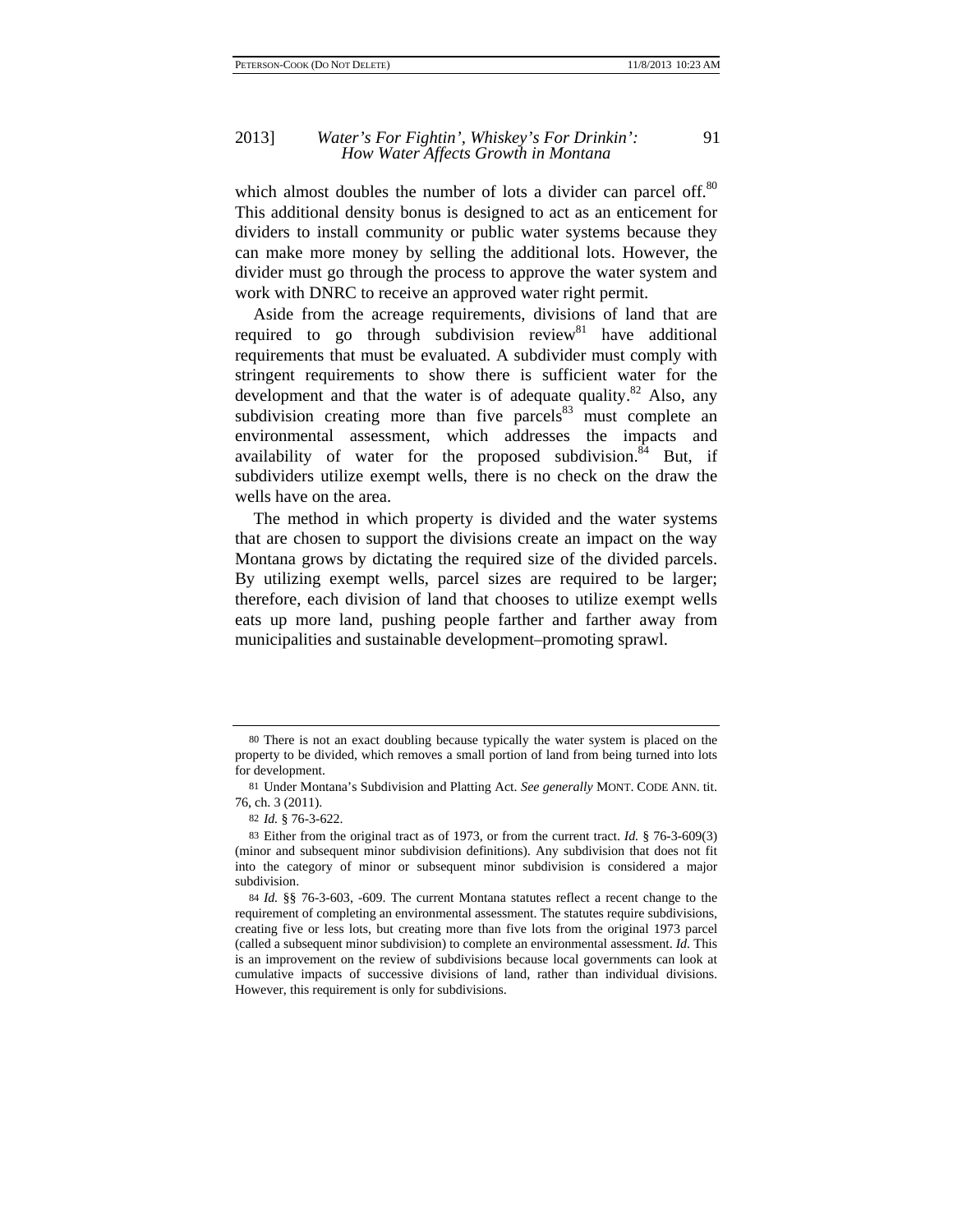which almost doubles the number of lots a divider can parcel off.[80] This additional density bonus is designed to act as an enticement for dividers to install community or public water systems because they can make more money by selling the additional lots. However, the divider must go through the process to approve the water system and work with DNRC to receive an approved water right permit.

Aside from the acreage requirements, divisions of land that are required to go through subdivision review[81] have additional requirements that must be evaluated. A subdivider must comply with stringent requirements to show there is sufficient water for the development and that the water is of adequate quality.[82] Also, any subdivision creating more than five parcels[83] must complete an environmental assessment, which addresses the impacts and availability of water for the proposed subdivision.[84] But, if subdividers utilize exempt wells, there is no check on the draw the wells have on the area.

The method in which property is divided and the water systems that are chosen to support the divisions create an impact on the way Montana grows by dictating the required size of the divided parcels. By utilizing exempt wells, parcel sizes are required to be larger; therefore, each division of land that chooses to utilize exempt wells eats up more land, pushing people farther and farther away from municipalities and sustainable development–promoting sprawl.

---

80 There is not an exact doubling because typically the water system is placed on the property to be divided, which removes a small portion of land from being turned into lots for development.

81 Under Montana's Subdivision and Platting Act. *See generally* MONT. CODE ANN. tit. 76, ch. 3 (2011).

82 *Id.* § 76-3-622.

83 Either from the original tract as of 1973, or from the current tract. *Id.* § 76-3-609(3) (minor and subsequent minor subdivision definitions). Any subdivision that does not fit into the category of minor or subsequent minor subdivision is considered a major subdivision.

84 *Id.* §§ 76-3-603, -609. The current Montana statutes reflect a recent change to the requirement of completing an environmental assessment. The statutes require subdivisions, creating five or less lots, but creating more than five lots from the original 1973 parcel (called a subsequent minor subdivision) to complete an environmental assessment. *Id.* This is an improvement on the review of subdivisions because local governments can look at cumulative impacts of successive divisions of land, rather than individual divisions. However, this requirement is only for subdivisions.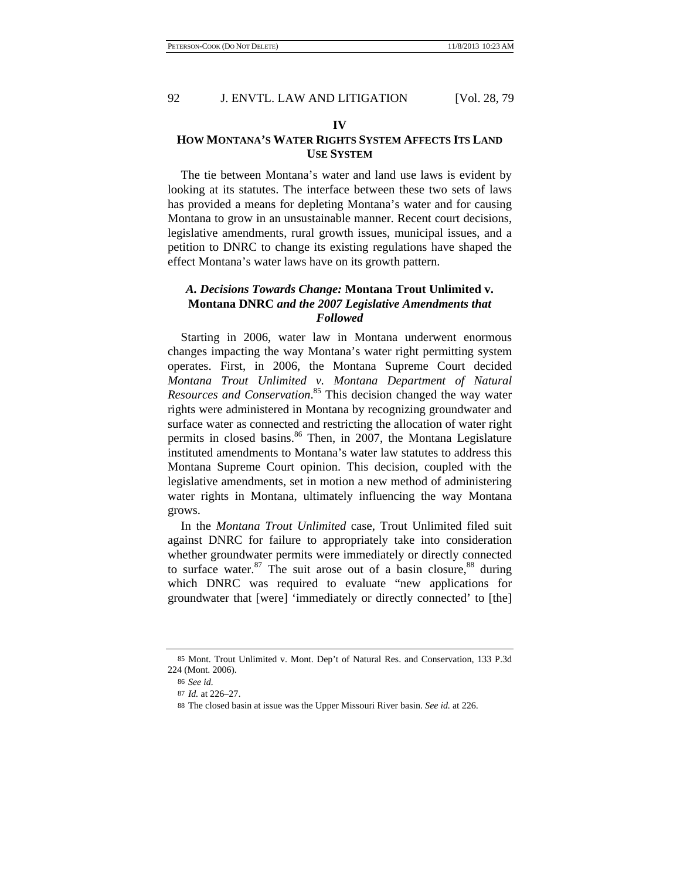## IV

## HOW MONTANA'S WATER RIGHTS SYSTEM AFFECTS ITS LAND USE SYSTEM

The tie between Montana's water and land use laws is evident by looking at its statutes. The interface between these two sets of laws has provided a means for depleting Montana's water and for causing Montana to grow in an unsustainable manner. Recent court decisions, legislative amendments, rural growth issues, municipal issues, and a petition to DNRC to change its existing regulations have shaped the effect Montana's water laws have on its growth pattern.

### *A. Decisions Towards Change:* **Montana Trout Unlimited v. Montana DNRC** *and the 2007 Legislative Amendments that Followed*

Starting in 2006, water law in Montana underwent enormous changes impacting the way Montana's water right permitting system operates. First, in 2006, the Montana Supreme Court decided *Montana Trout Unlimited v. Montana Department of Natural Resources and Conservation*.[85] This decision changed the way water rights were administered in Montana by recognizing groundwater and surface water as connected and restricting the allocation of water right permits in closed basins.[86] Then, in 2007, the Montana Legislature instituted amendments to Montana's water law statutes to address this Montana Supreme Court opinion. This decision, coupled with the legislative amendments, set in motion a new method of administering water rights in Montana, ultimately influencing the way Montana grows.

In the *Montana Trout Unlimited* case, Trout Unlimited filed suit against DNRC for failure to appropriately take into consideration whether groundwater permits were immediately or directly connected to surface water.[87] The suit arose out of a basin closure,[88] during which DNRC was required to evaluate "new applications for groundwater that [were] 'immediately or directly connected' to [the]

---

[85] Mont. Trout Unlimited v. Mont. Dep't of Natural Res. and Conservation, 133 P.3d 224 (Mont. 2006).

[86] *See id.*

[87] *Id.* at 226–27.

[88] The closed basin at issue was the Upper Missouri River basin. *See id.* at 226.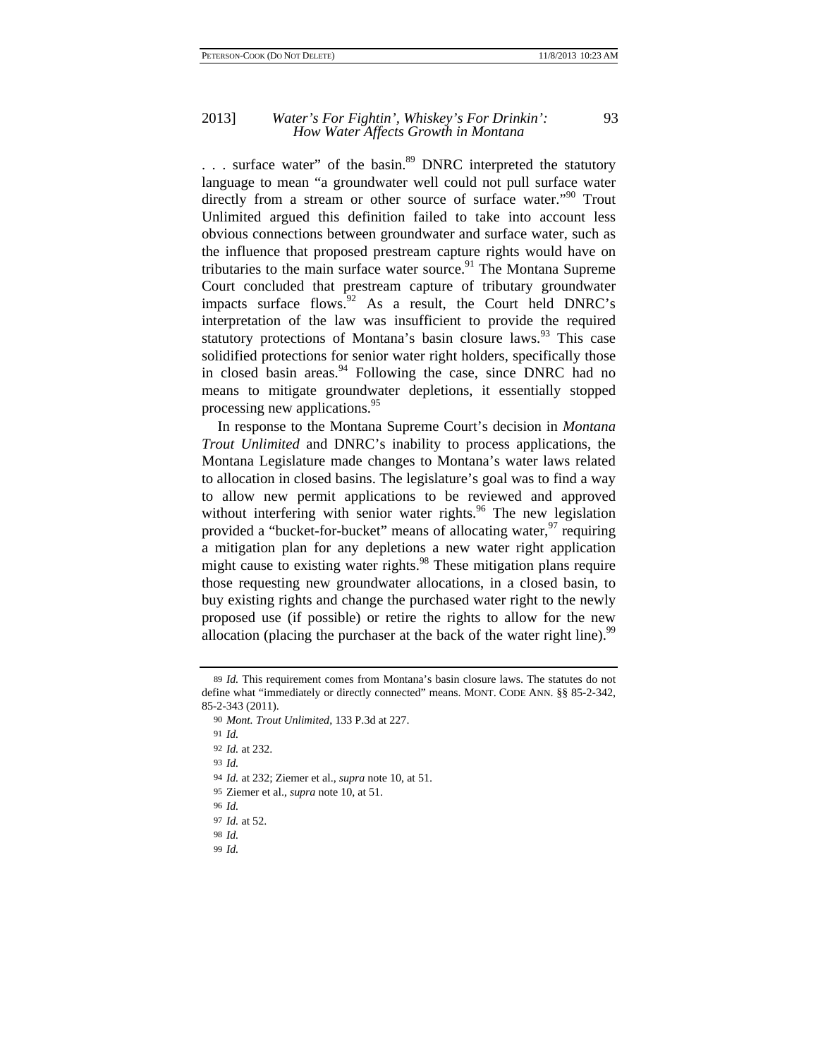. . . surface water" of the basin.[89] DNRC interpreted the statutory language to mean "a groundwater well could not pull surface water directly from a stream or other source of surface water."[90] Trout Unlimited argued this definition failed to take into account less obvious connections between groundwater and surface water, such as the influence that proposed prestream capture rights would have on tributaries to the main surface water source.[91] The Montana Supreme Court concluded that prestream capture of tributary groundwater impacts surface flows.[92] As a result, the Court held DNRC's interpretation of the law was insufficient to provide the required statutory protections of Montana's basin closure laws.[93] This case solidified protections for senior water right holders, specifically those in closed basin areas.[94] Following the case, since DNRC had no means to mitigate groundwater depletions, it essentially stopped processing new applications.[95]

In response to the Montana Supreme Court's decision in *Montana Trout Unlimited* and DNRC's inability to process applications, the Montana Legislature made changes to Montana's water laws related to allocation in closed basins. The legislature's goal was to find a way to allow new permit applications to be reviewed and approved without interfering with senior water rights.[96] The new legislation provided a "bucket-for-bucket" means of allocating water,[97] requiring a mitigation plan for any depletions a new water right application might cause to existing water rights.[98] These mitigation plans require those requesting new groundwater allocations, in a closed basin, to buy existing rights and change the purchased water right to the newly proposed use (if possible) or retire the rights to allow for the new allocation (placing the purchaser at the back of the water right line).[99]

---

89 *Id.* This requirement comes from Montana's basin closure laws. The statutes do not define what "immediately or directly connected" means. MONT. CODE ANN. §§ 85-2-342, 85-2-343 (2011).

90 *Mont. Trout Unlimited*, 133 P.3d at 227.

91 *Id.*

92 *Id.* at 232.

93 *Id.*

94 *Id.* at 232; Ziemer et al., *supra* note 10, at 51.

95 Ziemer et al., *supra* note 10, at 51.

96 *Id.*

97 *Id.* at 52.

98 *Id.*

99 *Id.*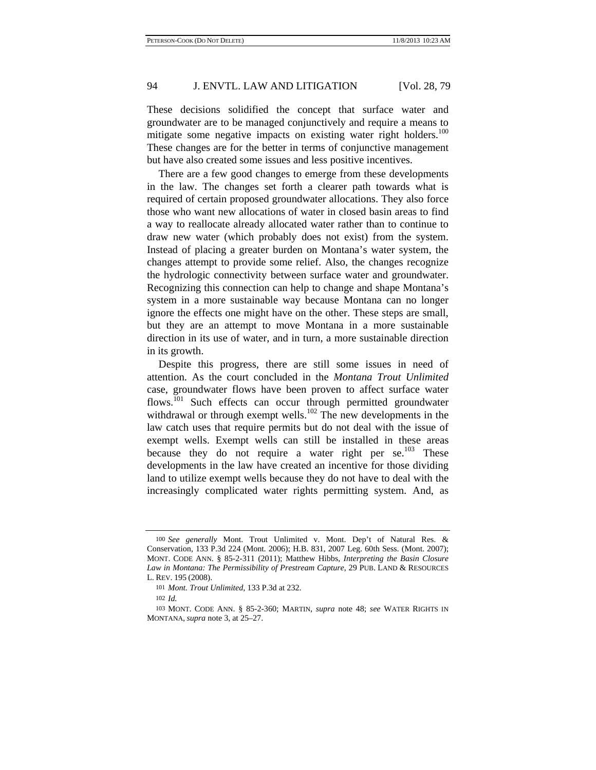These decisions solidified the concept that surface water and groundwater are to be managed conjunctively and require a means to mitigate some negative impacts on existing water right holders.[100] These changes are for the better in terms of conjunctive management but have also created some issues and less positive incentives.

There are a few good changes to emerge from these developments in the law. The changes set forth a clearer path towards what is required of certain proposed groundwater allocations. They also force those who want new allocations of water in closed basin areas to find a way to reallocate already allocated water rather than to continue to draw new water (which probably does not exist) from the system. Instead of placing a greater burden on Montana's water system, the changes attempt to provide some relief. Also, the changes recognize the hydrologic connectivity between surface water and groundwater. Recognizing this connection can help to change and shape Montana's system in a more sustainable way because Montana can no longer ignore the effects one might have on the other. These steps are small, but they are an attempt to move Montana in a more sustainable direction in its use of water, and in turn, a more sustainable direction in its growth.

Despite this progress, there are still some issues in need of attention. As the court concluded in the *Montana Trout Unlimited* case, groundwater flows have been proven to affect surface water flows.[101] Such effects can occur through permitted groundwater withdrawal or through exempt wells.[102] The new developments in the law catch uses that require permits but do not deal with the issue of exempt wells. Exempt wells can still be installed in these areas because they do not require a water right per se.[103] These developments in the law have created an incentive for those dividing land to utilize exempt wells because they do not have to deal with the increasingly complicated water rights permitting system. And, as

---

100 *See generally* Mont. Trout Unlimited v. Mont. Dep't of Natural Res. & Conservation, 133 P.3d 224 (Mont. 2006); H.B. 831, 2007 Leg. 60th Sess. (Mont. 2007); MONT. CODE ANN. § 85-2-311 (2011); Matthew Hibbs, *Interpreting the Basin Closure Law in Montana: The Permissibility of Prestream Capture*, 29 PUB. LAND & RESOURCES L. REV. 195 (2008).

101 *Mont. Trout Unlimited*, 133 P.3d at 232.

102 *Id.*

103 MONT. CODE ANN. § 85-2-360; MARTIN, *supra* note 48; *see* WATER RIGHTS IN MONTANA, *supra* note 3, at 25–27.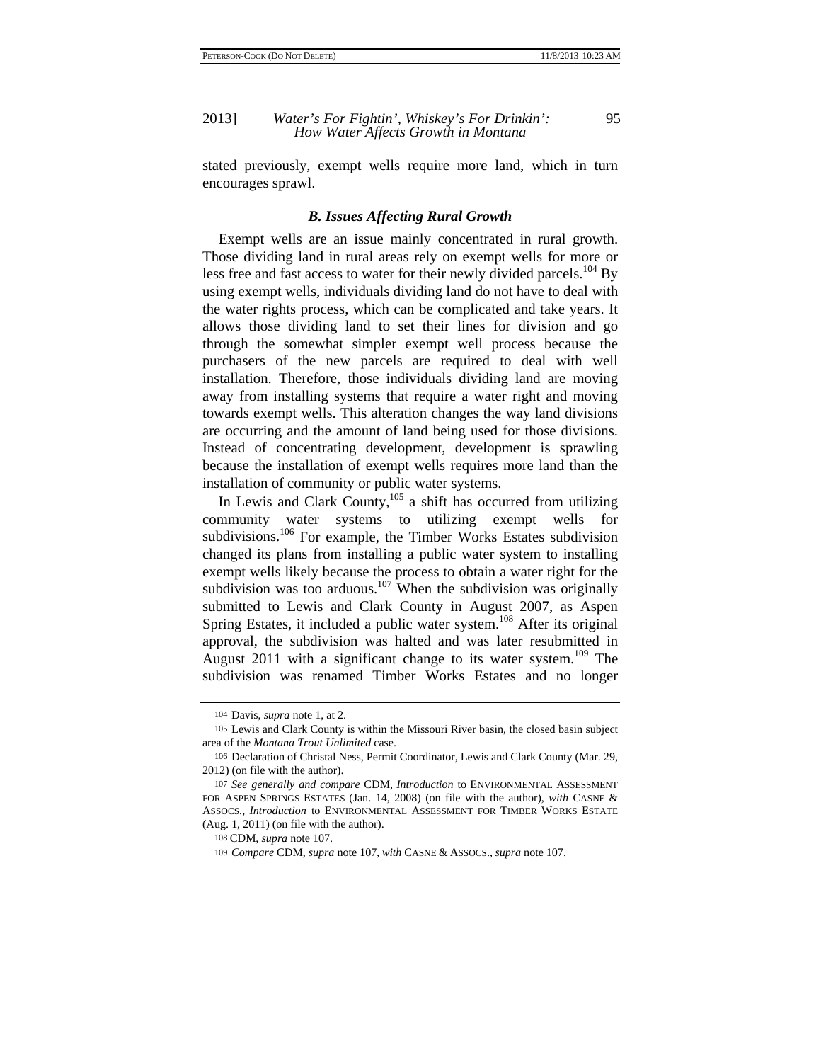stated previously, exempt wells require more land, which in turn encourages sprawl.

### *B. Issues Affecting Rural Growth*

Exempt wells are an issue mainly concentrated in rural growth. Those dividing land in rural areas rely on exempt wells for more or less free and fast access to water for their newly divided parcels.[104] By using exempt wells, individuals dividing land do not have to deal with the water rights process, which can be complicated and take years. It allows those dividing land to set their lines for division and go through the somewhat simpler exempt well process because the purchasers of the new parcels are required to deal with well installation. Therefore, those individuals dividing land are moving away from installing systems that require a water right and moving towards exempt wells. This alteration changes the way land divisions are occurring and the amount of land being used for those divisions. Instead of concentrating development, development is sprawling because the installation of exempt wells requires more land than the installation of community or public water systems.

In Lewis and Clark County,[105] a shift has occurred from utilizing community water systems to utilizing exempt wells for subdivisions.[106] For example, the Timber Works Estates subdivision changed its plans from installing a public water system to installing exempt wells likely because the process to obtain a water right for the subdivision was too arduous.[107] When the subdivision was originally submitted to Lewis and Clark County in August 2007, as Aspen Spring Estates, it included a public water system.[108] After its original approval, the subdivision was halted and was later resubmitted in August 2011 with a significant change to its water system.[109] The subdivision was renamed Timber Works Estates and no longer

---

104 Davis, *supra* note 1, at 2.

105 Lewis and Clark County is within the Missouri River basin, the closed basin subject area of the *Montana Trout Unlimited* case.

106 Declaration of Christal Ness, Permit Coordinator, Lewis and Clark County (Mar. 29, 2012) (on file with the author).

107 *See generally and compare* CDM, *Introduction* to ENVIRONMENTAL ASSESSMENT FOR ASPEN SPRINGS ESTATES (Jan. 14, 2008) (on file with the author), *with* CASNE & ASSOCS., *Introduction* to ENVIRONMENTAL ASSESSMENT FOR TIMBER WORKS ESTATE (Aug. 1, 2011) (on file with the author).

108 CDM, *supra* note 107.

109 *Compare* CDM, *supra* note 107, *with* CASNE & ASSOCS., *supra* note 107.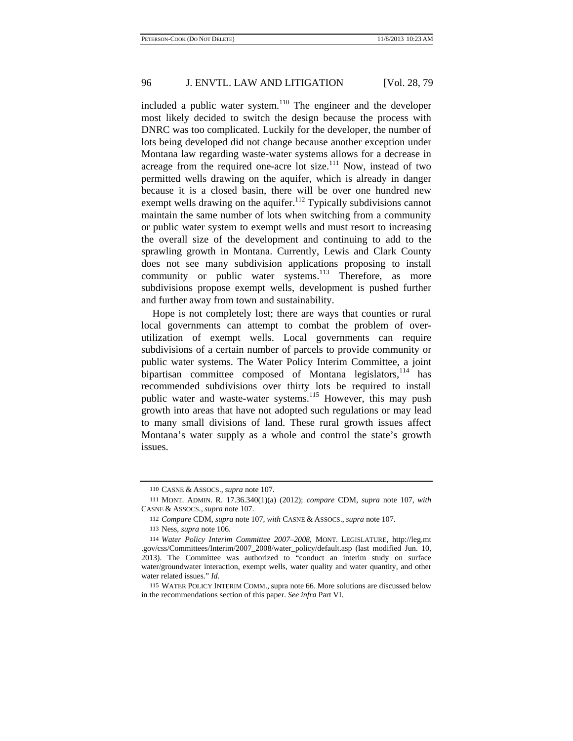included a public water system.[110] The engineer and the developer most likely decided to switch the design because the process with DNRC was too complicated. Luckily for the developer, the number of lots being developed did not change because another exception under Montana law regarding waste-water systems allows for a decrease in acreage from the required one-acre lot size.[111] Now, instead of two permitted wells drawing on the aquifer, which is already in danger because it is a closed basin, there will be over one hundred new exempt wells drawing on the aquifer.[112] Typically subdivisions cannot maintain the same number of lots when switching from a community or public water system to exempt wells and must resort to increasing the overall size of the development and continuing to add to the sprawling growth in Montana. Currently, Lewis and Clark County does not see many subdivision applications proposing to install community or public water systems.[113] Therefore, as more subdivisions propose exempt wells, development is pushed further and further away from town and sustainability.

Hope is not completely lost; there are ways that counties or rural local governments can attempt to combat the problem of over-utilization of exempt wells. Local governments can require subdivisions of a certain number of parcels to provide community or public water systems. The Water Policy Interim Committee, a joint bipartisan committee composed of Montana legislators,[114] has recommended subdivisions over thirty lots be required to install public water and waste-water systems.[115] However, this may push growth into areas that have not adopted such regulations or may lead to many small divisions of land. These rural growth issues affect Montana's water supply as a whole and control the state's growth issues.

---

110 CASNE & ASSOCS., *supra* note 107.

111 MONT. ADMIN. R. 17.36.340(1)(a) (2012); *compare* CDM, *supra* note 107, *with* CASNE & ASSOCS., *supra* note 107.

112 *Compare* CDM, *supra* note 107, *with* CASNE & ASSOCS., *supra* note 107.

113 Ness, *supra* note 106.

114 *Water Policy Interim Committee 2007–2008*, MONT. LEGISLATURE, http://leg.mt.gov/css/Committees/Interim/2007_2008/water_policy/default.asp (last modified Jun. 10, 2013). The Committee was authorized to "conduct an interim study on surface water/groundwater interaction, exempt wells, water quality and water quantity, and other water related issues." *Id.*

115 WATER POLICY INTERIM COMM., supra note 66. More solutions are discussed below in the recommendations section of this paper. *See infra* Part VI.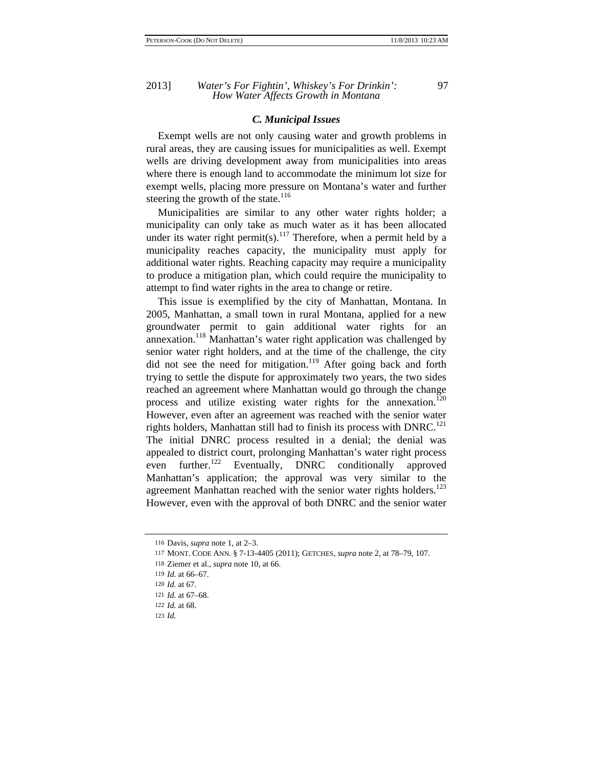### *C. Municipal Issues*

Exempt wells are not only causing water and growth problems in rural areas, they are causing issues for municipalities as well. Exempt wells are driving development away from municipalities into areas where there is enough land to accommodate the minimum lot size for exempt wells, placing more pressure on Montana's water and further steering the growth of the state.[116]

Municipalities are similar to any other water rights holder; a municipality can only take as much water as it has been allocated under its water right permit(s).[117] Therefore, when a permit held by a municipality reaches capacity, the municipality must apply for additional water rights. Reaching capacity may require a municipality to produce a mitigation plan, which could require the municipality to attempt to find water rights in the area to change or retire.

This issue is exemplified by the city of Manhattan, Montana. In 2005, Manhattan, a small town in rural Montana, applied for a new groundwater permit to gain additional water rights for an annexation.[118] Manhattan's water right application was challenged by senior water right holders, and at the time of the challenge, the city did not see the need for mitigation.[119] After going back and forth trying to settle the dispute for approximately two years, the two sides reached an agreement where Manhattan would go through the change process and utilize existing water rights for the annexation.[120] However, even after an agreement was reached with the senior water rights holders, Manhattan still had to finish its process with DNRC.[121] The initial DNRC process resulted in a denial; the denial was appealed to district court, prolonging Manhattan's water right process even further.[122] Eventually, DNRC conditionally approved Manhattan's application; the approval was very similar to the agreement Manhattan reached with the senior water rights holders.[123] However, even with the approval of both DNRC and the senior water

116 Davis, *supra* note 1, at 2–3.

117 MONT. CODE ANN. § 7-13-4405 (2011); GETCHES, *supra* note 2, at 78–79, 107.

118 Ziemer et al., *supra* note 10, at 66.

119 *Id.* at 66–67.

120 *Id.* at 67.

121 *Id.* at 67–68.

122 *Id.* at 68.

123 *Id.*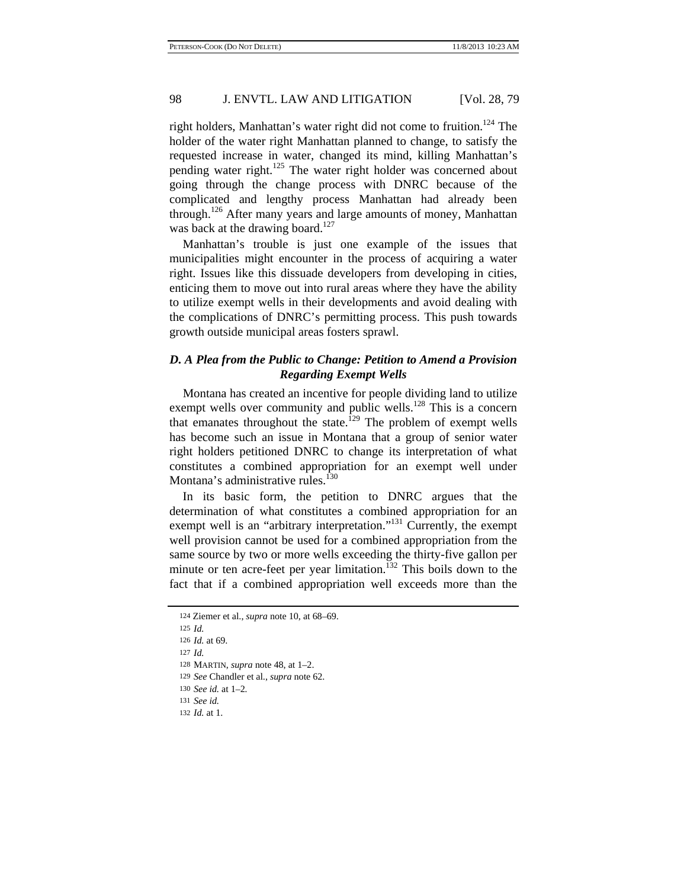right holders, Manhattan's water right did not come to fruition.[124] The holder of the water right Manhattan planned to change, to satisfy the requested increase in water, changed its mind, killing Manhattan's pending water right.[125] The water right holder was concerned about going through the change process with DNRC because of the complicated and lengthy process Manhattan had already been through.[126] After many years and large amounts of money, Manhattan was back at the drawing board.[127]

Manhattan's trouble is just one example of the issues that municipalities might encounter in the process of acquiring a water right. Issues like this dissuade developers from developing in cities, enticing them to move out into rural areas where they have the ability to utilize exempt wells in their developments and avoid dealing with the complications of DNRC's permitting process. This push towards growth outside municipal areas fosters sprawl.

### *D. A Plea from the Public to Change: Petition to Amend a Provision Regarding Exempt Wells*

Montana has created an incentive for people dividing land to utilize exempt wells over community and public wells.[128] This is a concern that emanates throughout the state.[129] The problem of exempt wells has become such an issue in Montana that a group of senior water right holders petitioned DNRC to change its interpretation of what constitutes a combined appropriation for an exempt well under Montana's administrative rules.[130]

In its basic form, the petition to DNRC argues that the determination of what constitutes a combined appropriation for an exempt well is an "arbitrary interpretation."[131] Currently, the exempt well provision cannot be used for a combined appropriation from the same source by two or more wells exceeding the thirty-five gallon per minute or ten acre-feet per year limitation.[132] This boils down to the fact that if a combined appropriation well exceeds more than the

124 Ziemer et al., *supra* note 10, at 68–69.

125 *Id.*

126 *Id.* at 69.

127 *Id.*

128 MARTIN, *supra* note 48, at 1–2.

129 *See* Chandler et al., *supra* note 62.

130 *See id.* at 1–2.

131 *See id.*

132 *Id.* at 1.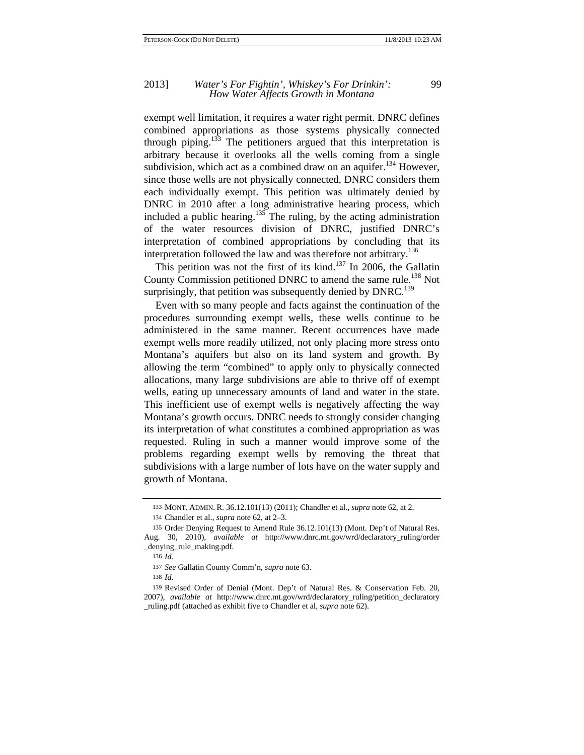exempt well limitation, it requires a water right permit. DNRC defines combined appropriations as those systems physically connected through piping.[133] The petitioners argued that this interpretation is arbitrary because it overlooks all the wells coming from a single subdivision, which act as a combined draw on an aquifer.[134] However, since those wells are not physically connected, DNRC considers them each individually exempt. This petition was ultimately denied by DNRC in 2010 after a long administrative hearing process, which included a public hearing.[135] The ruling, by the acting administration of the water resources division of DNRC, justified DNRC's interpretation of combined appropriations by concluding that its interpretation followed the law and was therefore not arbitrary.[136]

This petition was not the first of its kind.[137] In 2006, the Gallatin County Commission petitioned DNRC to amend the same rule.[138] Not surprisingly, that petition was subsequently denied by DNRC.[139]

Even with so many people and facts against the continuation of the procedures surrounding exempt wells, these wells continue to be administered in the same manner. Recent occurrences have made exempt wells more readily utilized, not only placing more stress onto Montana's aquifers but also on its land system and growth. By allowing the term "combined" to apply only to physically connected allocations, many large subdivisions are able to thrive off of exempt wells, eating up unnecessary amounts of land and water in the state. This inefficient use of exempt wells is negatively affecting the way Montana's growth occurs. DNRC needs to strongly consider changing its interpretation of what constitutes a combined appropriation as was requested. Ruling in such a manner would improve some of the problems regarding exempt wells by removing the threat that subdivisions with a large number of lots have on the water supply and growth of Montana.

---

133 MONT. ADMIN. R. 36.12.101(13) (2011); Chandler et al., *supra* note 62, at 2.

134 Chandler et al., *supra* note 62, at 2–3.

135 Order Denying Request to Amend Rule 36.12.101(13) (Mont. Dep't of Natural Res. Aug. 30, 2010), *available at* http://www.dnrc.mt.gov/wrd/declaratory_ruling/order_denying_rule_making.pdf.

136 *Id.*

137 *See* Gallatin County Comm'n, *supra* note 63.

138 *Id.*

139 Revised Order of Denial (Mont. Dep't of Natural Res. & Conservation Feb. 20, 2007), *available at* http://www.dnrc.mt.gov/wrd/declaratory_ruling/petition_declaratory_ruling.pdf (attached as exhibit five to Chandler et al, *supra* note 62).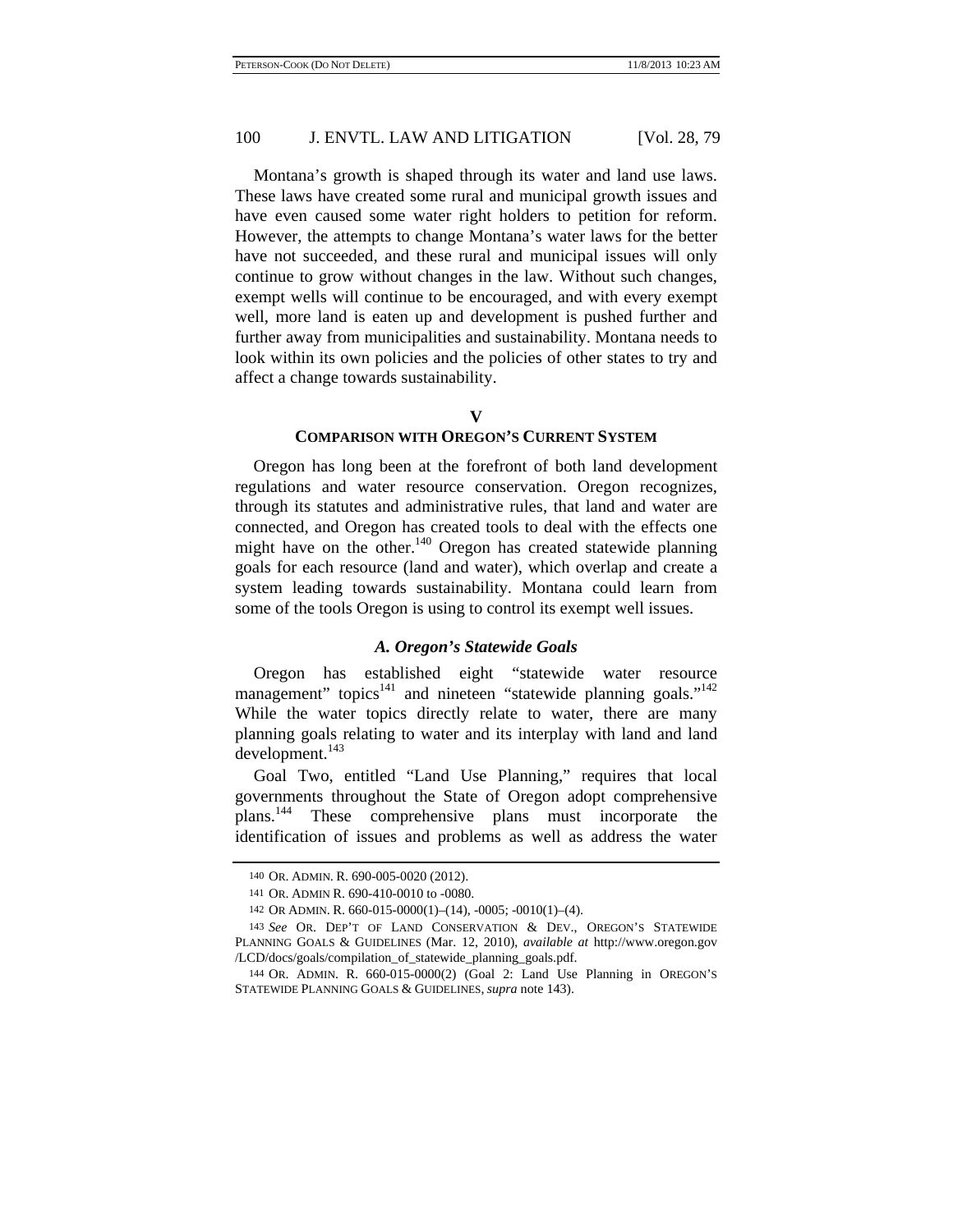Montana's growth is shaped through its water and land use laws. These laws have created some rural and municipal growth issues and have even caused some water right holders to petition for reform. However, the attempts to change Montana's water laws for the better have not succeeded, and these rural and municipal issues will only continue to grow without changes in the law. Without such changes, exempt wells will continue to be encouraged, and with every exempt well, more land is eaten up and development is pushed further and further away from municipalities and sustainability. Montana needs to look within its own policies and the policies of other states to try and affect a change towards sustainability.

## V
## COMPARISON WITH OREGON'S CURRENT SYSTEM

Oregon has long been at the forefront of both land development regulations and water resource conservation. Oregon recognizes, through its statutes and administrative rules, that land and water are connected, and Oregon has created tools to deal with the effects one might have on the other.[140] Oregon has created statewide planning goals for each resource (land and water), which overlap and create a system leading towards sustainability. Montana could learn from some of the tools Oregon is using to control its exempt well issues.

### *A. Oregon's Statewide Goals*

Oregon has established eight "statewide water resource management" topics[141] and nineteen "statewide planning goals."[142] While the water topics directly relate to water, there are many planning goals relating to water and its interplay with land and land development.[143]

Goal Two, entitled "Land Use Planning," requires that local governments throughout the State of Oregon adopt comprehensive plans.[144] These comprehensive plans must incorporate the identification of issues and problems as well as address the water

---

140 OR. ADMIN. R. 690-005-0020 (2012).

141 OR. ADMIN R. 690-410-0010 to -0080.

142 OR ADMIN. R. 660-015-0000(1)–(14), -0005; -0010(1)–(4).

143 *See* OR. DEP'T OF LAND CONSERVATION & DEV., OREGON'S STATEWIDE PLANNING GOALS & GUIDELINES (Mar. 12, 2010), *available at* http://www.oregon.gov /LCD/docs/goals/compilation_of_statewide_planning_goals.pdf.

144 OR. ADMIN. R. 660-015-0000(2) (Goal 2: Land Use Planning in OREGON'S STATEWIDE PLANNING GOALS & GUIDELINES, *supra* note 143).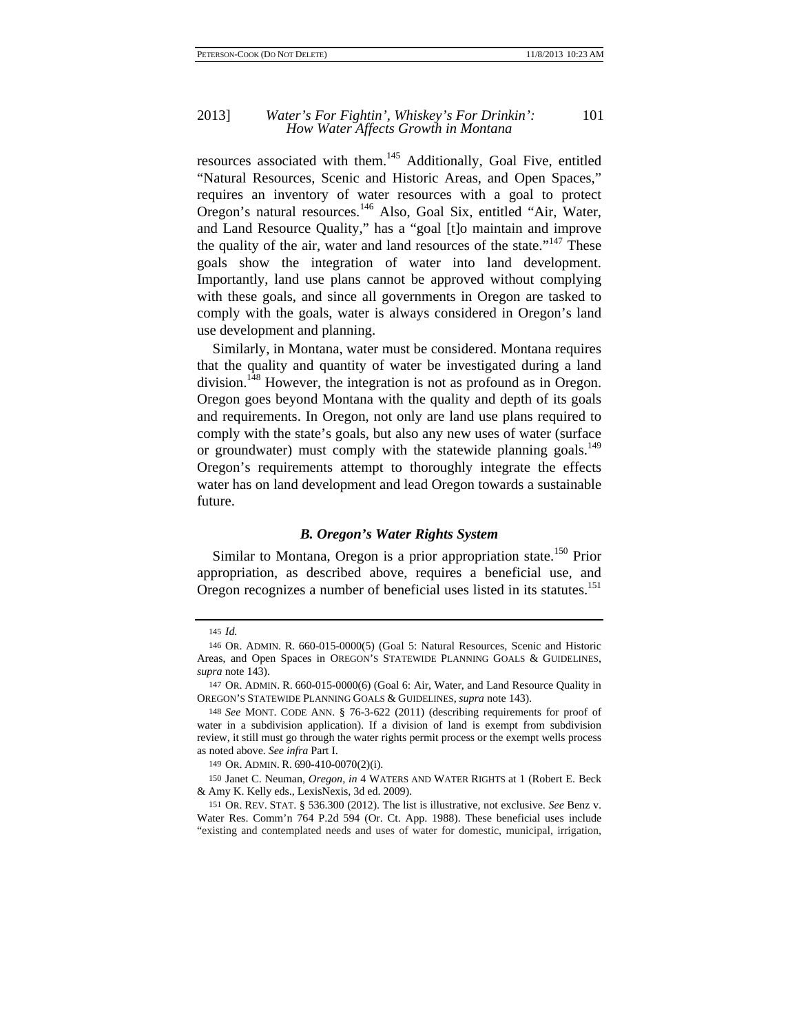resources associated with them.[145] Additionally, Goal Five, entitled "Natural Resources, Scenic and Historic Areas, and Open Spaces," requires an inventory of water resources with a goal to protect Oregon's natural resources.[146] Also, Goal Six, entitled "Air, Water, and Land Resource Quality," has a "goal [t]o maintain and improve the quality of the air, water and land resources of the state."[147] These goals show the integration of water into land development. Importantly, land use plans cannot be approved without complying with these goals, and since all governments in Oregon are tasked to comply with the goals, water is always considered in Oregon's land use development and planning.

Similarly, in Montana, water must be considered. Montana requires that the quality and quantity of water be investigated during a land division.[148] However, the integration is not as profound as in Oregon. Oregon goes beyond Montana with the quality and depth of its goals and requirements. In Oregon, not only are land use plans required to comply with the state's goals, but also any new uses of water (surface or groundwater) must comply with the statewide planning goals.[149] Oregon's requirements attempt to thoroughly integrate the effects water has on land development and lead Oregon towards a sustainable future.

### *B. Oregon's Water Rights System*

Similar to Montana, Oregon is a prior appropriation state.[150] Prior appropriation, as described above, requires a beneficial use, and Oregon recognizes a number of beneficial uses listed in its statutes.[151]

---

145 *Id.*

146 OR. ADMIN. R. 660-015-0000(5) (Goal 5: Natural Resources, Scenic and Historic Areas, and Open Spaces in OREGON'S STATEWIDE PLANNING GOALS & GUIDELINES, *supra* note 143).

147 OR. ADMIN. R. 660-015-0000(6) (Goal 6: Air, Water, and Land Resource Quality in OREGON'S STATEWIDE PLANNING GOALS & GUIDELINES, *supra* note 143).

148 *See* MONT. CODE ANN. § 76-3-622 (2011) (describing requirements for proof of water in a subdivision application). If a division of land is exempt from subdivision review, it still must go through the water rights permit process or the exempt wells process as noted above. *See infra* Part I.

149 OR. ADMIN. R. 690-410-0070(2)(i).

150 Janet C. Neuman, *Oregon*, *in* 4 WATERS AND WATER RIGHTS at 1 (Robert E. Beck & Amy K. Kelly eds., LexisNexis, 3d ed. 2009).

151 OR. REV. STAT. § 536.300 (2012). The list is illustrative, not exclusive. *See* Benz v. Water Res. Comm'n 764 P.2d 594 (Or. Ct. App. 1988). These beneficial uses include "existing and contemplated needs and uses of water for domestic, municipal, irrigation,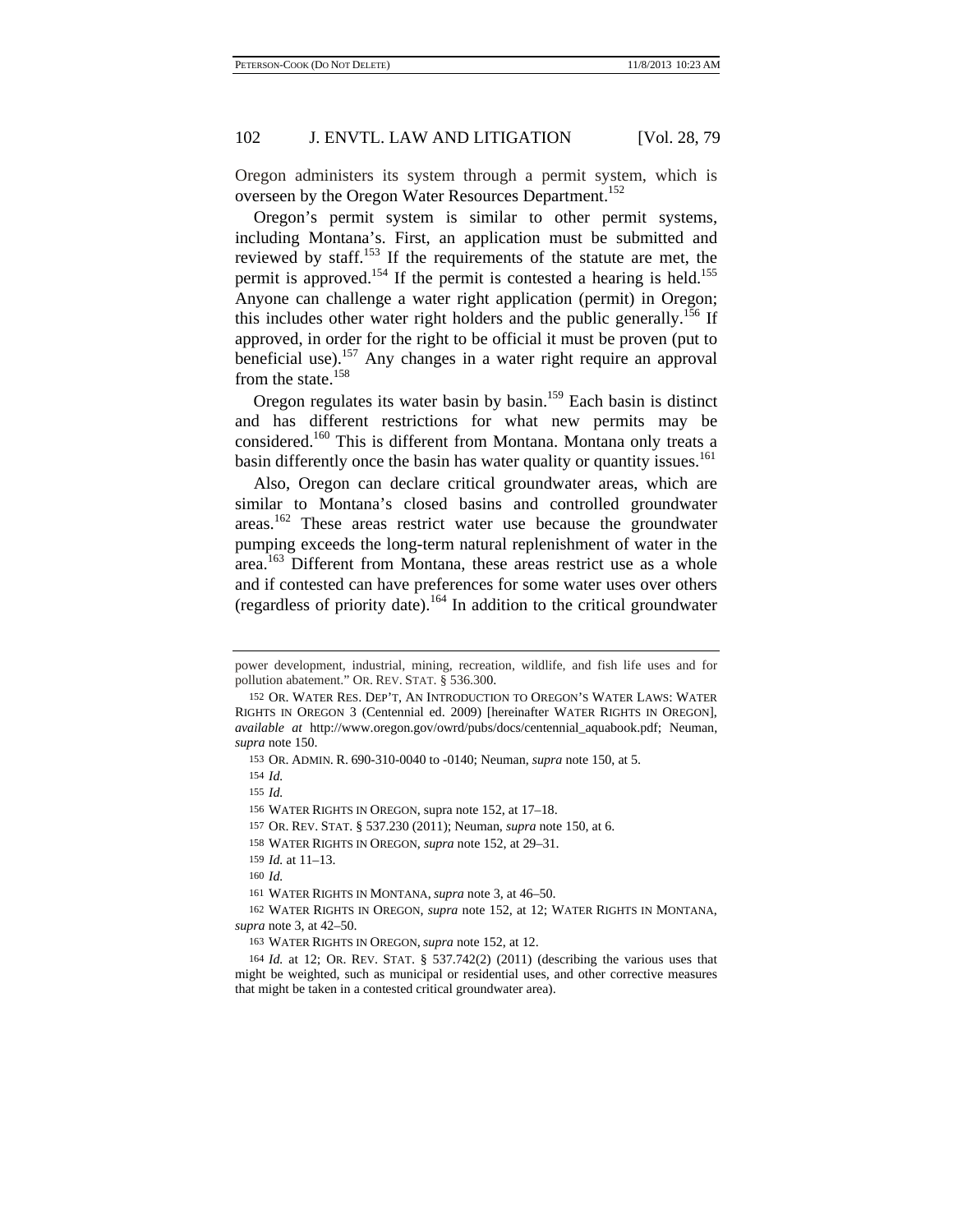Oregon administers its system through a permit system, which is overseen by the Oregon Water Resources Department.[152]

Oregon's permit system is similar to other permit systems, including Montana's. First, an application must be submitted and reviewed by staff.[153] If the requirements of the statute are met, the permit is approved.[154] If the permit is contested a hearing is held.[155] Anyone can challenge a water right application (permit) in Oregon; this includes other water right holders and the public generally.[156] If approved, in order for the right to be official it must be proven (put to beneficial use).[157] Any changes in a water right require an approval from the state.[158]

Oregon regulates its water basin by basin.[159] Each basin is distinct and has different restrictions for what new permits may be considered.[160] This is different from Montana. Montana only treats a basin differently once the basin has water quality or quantity issues.[161]

Also, Oregon can declare critical groundwater areas, which are similar to Montana's closed basins and controlled groundwater areas.[162] These areas restrict water use because the groundwater pumping exceeds the long-term natural replenishment of water in the area.[163] Different from Montana, these areas restrict use as a whole and if contested can have preferences for some water uses over others (regardless of priority date).[164] In addition to the critical groundwater

---

power development, industrial, mining, recreation, wildlife, and fish life uses and for pollution abatement." OR. REV. STAT. § 536.300.

152 OR. WATER RES. DEP'T, AN INTRODUCTION TO OREGON'S WATER LAWS: WATER RIGHTS IN OREGON 3 (Centennial ed. 2009) [hereinafter WATER RIGHTS IN OREGON], *available at* http://www.oregon.gov/owrd/pubs/docs/centennial_aquabook.pdf; Neuman, *supra* note 150.

153 OR. ADMIN. R. 690-310-0040 to -0140; Neuman, *supra* note 150, at 5.

154 *Id.*

155 *Id.*

156 WATER RIGHTS IN OREGON, supra note 152, at 17–18.

157 OR. REV. STAT. § 537.230 (2011); Neuman, *supra* note 150, at 6.

158 WATER RIGHTS IN OREGON, *supra* note 152, at 29–31.

159 *Id.* at 11–13.

160 *Id.*

161 WATER RIGHTS IN MONTANA, *supra* note 3, at 46–50.

162 WATER RIGHTS IN OREGON, *supra* note 152, at 12; WATER RIGHTS IN MONTANA, *supra* note 3, at 42–50.

163 WATER RIGHTS IN OREGON, *supra* note 152, at 12.

164 *Id.* at 12; OR. REV. STAT. § 537.742(2) (2011) (describing the various uses that might be weighted, such as municipal or residential uses, and other corrective measures that might be taken in a contested critical groundwater area).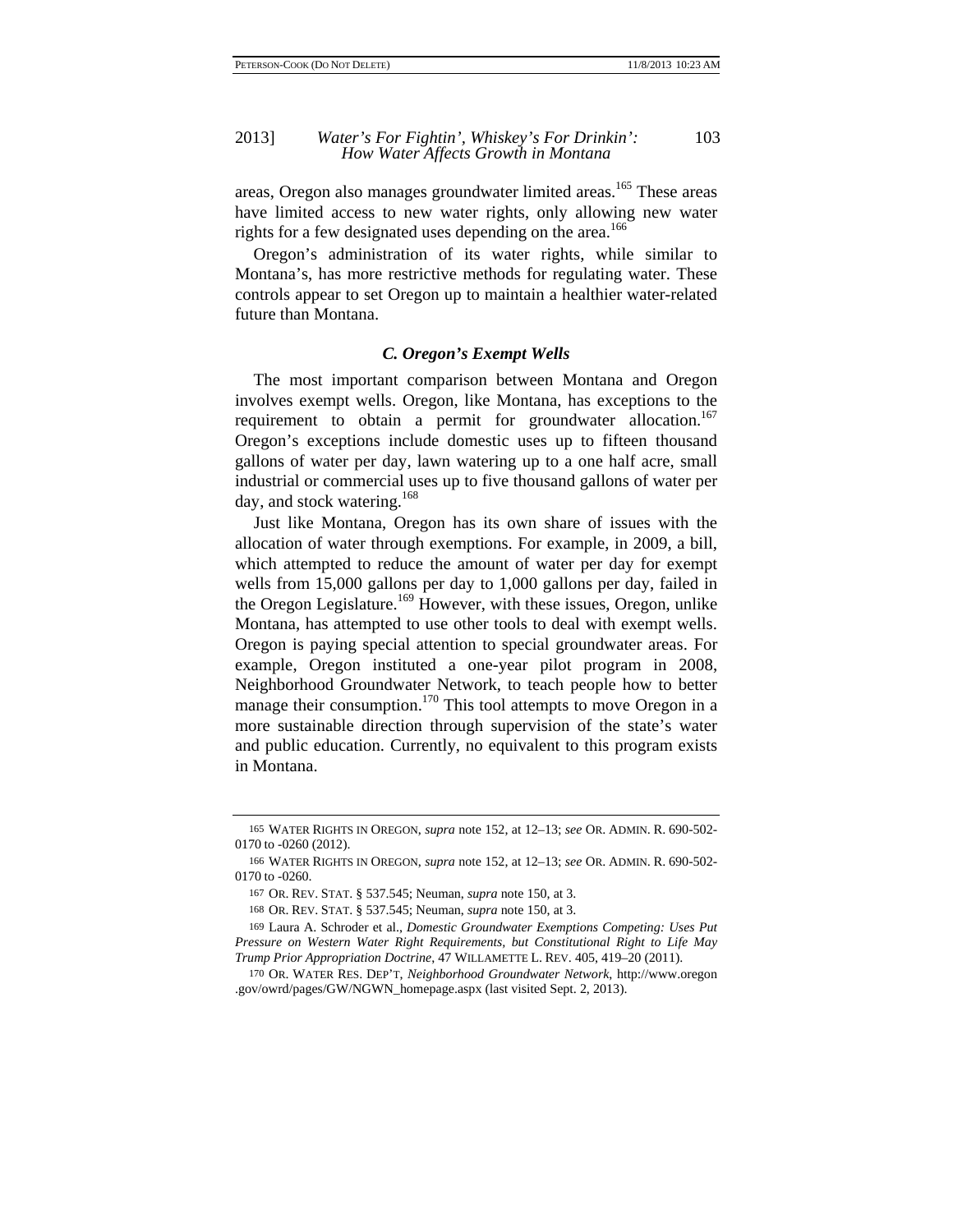areas, Oregon also manages groundwater limited areas.[165] These areas have limited access to new water rights, only allowing new water rights for a few designated uses depending on the area.[166]

Oregon's administration of its water rights, while similar to Montana's, has more restrictive methods for regulating water. These controls appear to set Oregon up to maintain a healthier water-related future than Montana.

### *C. Oregon's Exempt Wells*

The most important comparison between Montana and Oregon involves exempt wells. Oregon, like Montana, has exceptions to the requirement to obtain a permit for groundwater allocation.[167] Oregon's exceptions include domestic uses up to fifteen thousand gallons of water per day, lawn watering up to a one half acre, small industrial or commercial uses up to five thousand gallons of water per day, and stock watering.[168]

Just like Montana, Oregon has its own share of issues with the allocation of water through exemptions. For example, in 2009, a bill, which attempted to reduce the amount of water per day for exempt wells from 15,000 gallons per day to 1,000 gallons per day, failed in the Oregon Legislature.[169] However, with these issues, Oregon, unlike Montana, has attempted to use other tools to deal with exempt wells. Oregon is paying special attention to special groundwater areas. For example, Oregon instituted a one-year pilot program in 2008, Neighborhood Groundwater Network, to teach people how to better manage their consumption.[170] This tool attempts to move Oregon in a more sustainable direction through supervision of the state's water and public education. Currently, no equivalent to this program exists in Montana.

---

165 WATER RIGHTS IN OREGON, *supra* note 152, at 12–13; *see* OR. ADMIN. R. 690-502-0170 to -0260 (2012).

166 WATER RIGHTS IN OREGON, *supra* note 152, at 12–13; *see* OR. ADMIN. R. 690-502-0170 to -0260.

167 OR. REV. STAT. § 537.545; Neuman, *supra* note 150, at 3.

168 OR. REV. STAT. § 537.545; Neuman, *supra* note 150, at 3.

169 Laura A. Schroder et al., *Domestic Groundwater Exemptions Competing: Uses Put Pressure on Western Water Right Requirements, but Constitutional Right to Life May Trump Prior Appropriation Doctrine*, 47 WILLAMETTE L. REV. 405, 419–20 (2011).

170 OR. WATER RES. DEP'T, *Neighborhood Groundwater Network*, http://www.oregon.gov/owrd/pages/GW/NGWN_homepage.aspx (last visited Sept. 2, 2013).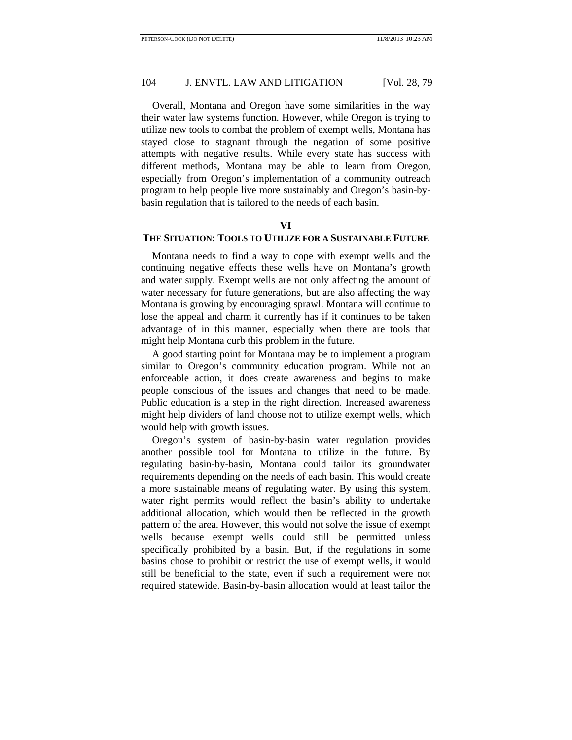Overall, Montana and Oregon have some similarities in the way their water law systems function. However, while Oregon is trying to utilize new tools to combat the problem of exempt wells, Montana has stayed close to stagnant through the negation of some positive attempts with negative results. While every state has success with different methods, Montana may be able to learn from Oregon, especially from Oregon's implementation of a community outreach program to help people live more sustainably and Oregon's basin-by-basin regulation that is tailored to the needs of each basin.

## VI
## THE SITUATION: TOOLS TO UTILIZE FOR A SUSTAINABLE FUTURE

Montana needs to find a way to cope with exempt wells and the continuing negative effects these wells have on Montana's growth and water supply. Exempt wells are not only affecting the amount of water necessary for future generations, but are also affecting the way Montana is growing by encouraging sprawl. Montana will continue to lose the appeal and charm it currently has if it continues to be taken advantage of in this manner, especially when there are tools that might help Montana curb this problem in the future.

A good starting point for Montana may be to implement a program similar to Oregon's community education program. While not an enforceable action, it does create awareness and begins to make people conscious of the issues and changes that need to be made. Public education is a step in the right direction. Increased awareness might help dividers of land choose not to utilize exempt wells, which would help with growth issues.

Oregon's system of basin-by-basin water regulation provides another possible tool for Montana to utilize in the future. By regulating basin-by-basin, Montana could tailor its groundwater requirements depending on the needs of each basin. This would create a more sustainable means of regulating water. By using this system, water right permits would reflect the basin's ability to undertake additional allocation, which would then be reflected in the growth pattern of the area. However, this would not solve the issue of exempt wells because exempt wells could still be permitted unless specifically prohibited by a basin. But, if the regulations in some basins chose to prohibit or restrict the use of exempt wells, it would still be beneficial to the state, even if such a requirement were not required statewide. Basin-by-basin allocation would at least tailor the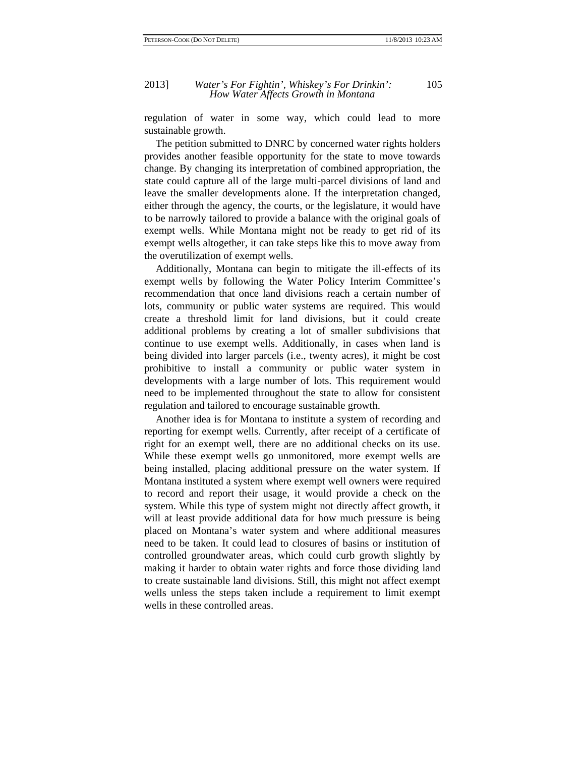regulation of water in some way, which could lead to more sustainable growth.

The petition submitted to DNRC by concerned water rights holders provides another feasible opportunity for the state to move towards change. By changing its interpretation of combined appropriation, the state could capture all of the large multi-parcel divisions of land and leave the smaller developments alone. If the interpretation changed, either through the agency, the courts, or the legislature, it would have to be narrowly tailored to provide a balance with the original goals of exempt wells. While Montana might not be ready to get rid of its exempt wells altogether, it can take steps like this to move away from the overutilization of exempt wells.

Additionally, Montana can begin to mitigate the ill-effects of its exempt wells by following the Water Policy Interim Committee's recommendation that once land divisions reach a certain number of lots, community or public water systems are required. This would create a threshold limit for land divisions, but it could create additional problems by creating a lot of smaller subdivisions that continue to use exempt wells. Additionally, in cases when land is being divided into larger parcels (i.e., twenty acres), it might be cost prohibitive to install a community or public water system in developments with a large number of lots. This requirement would need to be implemented throughout the state to allow for consistent regulation and tailored to encourage sustainable growth.

Another idea is for Montana to institute a system of recording and reporting for exempt wells. Currently, after receipt of a certificate of right for an exempt well, there are no additional checks on its use. While these exempt wells go unmonitored, more exempt wells are being installed, placing additional pressure on the water system. If Montana instituted a system where exempt well owners were required to record and report their usage, it would provide a check on the system. While this type of system might not directly affect growth, it will at least provide additional data for how much pressure is being placed on Montana's water system and where additional measures need to be taken. It could lead to closures of basins or institution of controlled groundwater areas, which could curb growth slightly by making it harder to obtain water rights and force those dividing land to create sustainable land divisions. Still, this might not affect exempt wells unless the steps taken include a requirement to limit exempt wells in these controlled areas.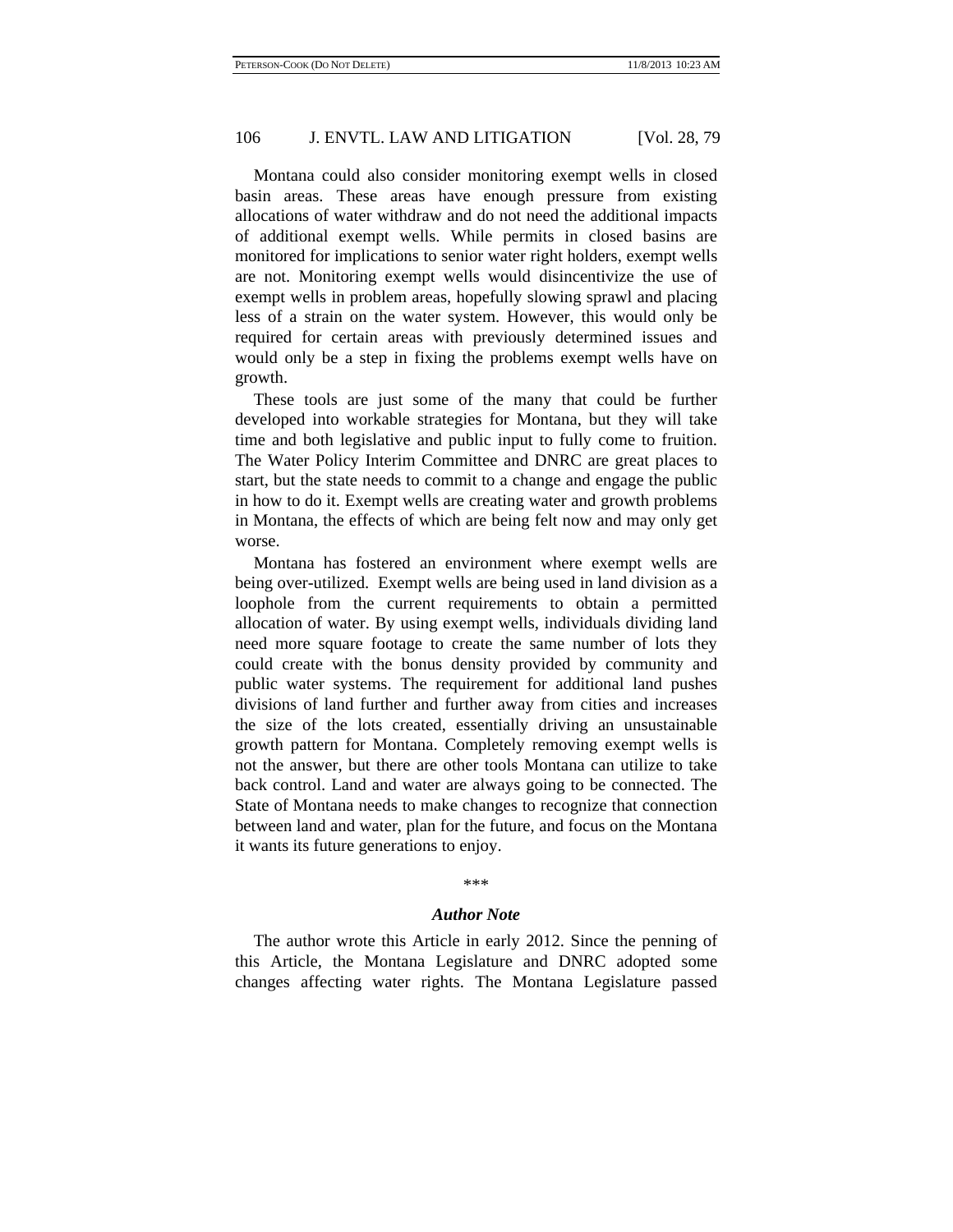Montana could also consider monitoring exempt wells in closed basin areas. These areas have enough pressure from existing allocations of water withdraw and do not need the additional impacts of additional exempt wells. While permits in closed basins are monitored for implications to senior water right holders, exempt wells are not. Monitoring exempt wells would disincentivize the use of exempt wells in problem areas, hopefully slowing sprawl and placing less of a strain on the water system. However, this would only be required for certain areas with previously determined issues and would only be a step in fixing the problems exempt wells have on growth.

These tools are just some of the many that could be further developed into workable strategies for Montana, but they will take time and both legislative and public input to fully come to fruition. The Water Policy Interim Committee and DNRC are great places to start, but the state needs to commit to a change and engage the public in how to do it. Exempt wells are creating water and growth problems in Montana, the effects of which are being felt now and may only get worse.

Montana has fostered an environment where exempt wells are being over-utilized. Exempt wells are being used in land division as a loophole from the current requirements to obtain a permitted allocation of water. By using exempt wells, individuals dividing land need more square footage to create the same number of lots they could create with the bonus density provided by community and public water systems. The requirement for additional land pushes divisions of land further and further away from cities and increases the size of the lots created, essentially driving an unsustainable growth pattern for Montana. Completely removing exempt wells is not the answer, but there are other tools Montana can utilize to take back control. Land and water are always going to be connected. The State of Montana needs to make changes to recognize that connection between land and water, plan for the future, and focus on the Montana it wants its future generations to enjoy.

\*\*\*

### *Author Note*

The author wrote this Article in early 2012. Since the penning of this Article, the Montana Legislature and DNRC adopted some changes affecting water rights. The Montana Legislature passed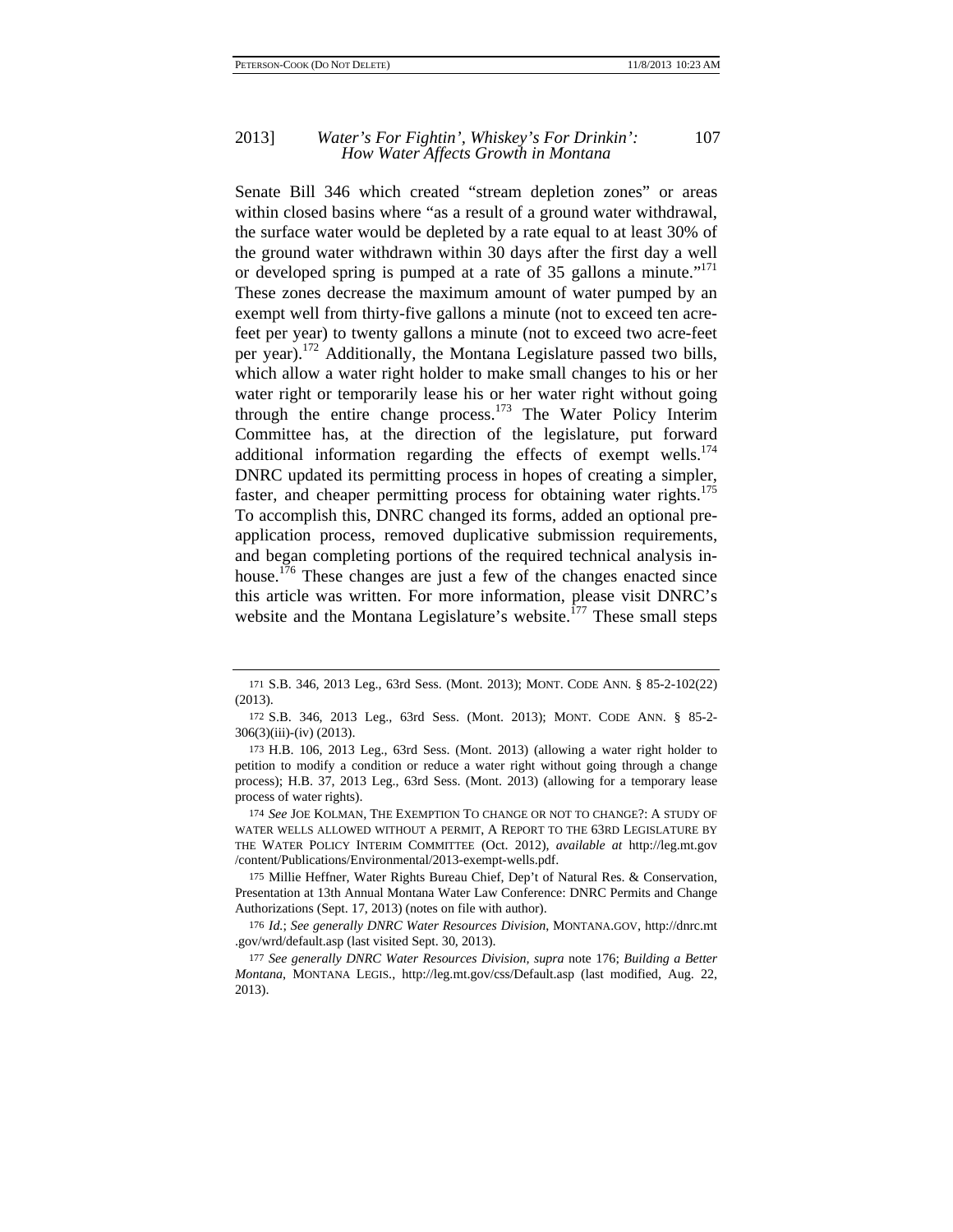Senate Bill 346 which created "stream depletion zones" or areas within closed basins where "as a result of a ground water withdrawal, the surface water would be depleted by a rate equal to at least 30% of the ground water withdrawn within 30 days after the first day a well or developed spring is pumped at a rate of 35 gallons a minute."[171] These zones decrease the maximum amount of water pumped by an exempt well from thirty-five gallons a minute (not to exceed ten acre-feet per year) to twenty gallons a minute (not to exceed two acre-feet per year).[172] Additionally, the Montana Legislature passed two bills, which allow a water right holder to make small changes to his or her water right or temporarily lease his or her water right without going through the entire change process.[173] The Water Policy Interim Committee has, at the direction of the legislature, put forward additional information regarding the effects of exempt wells.[174] DNRC updated its permitting process in hopes of creating a simpler, faster, and cheaper permitting process for obtaining water rights.[175] To accomplish this, DNRC changed its forms, added an optional pre-application process, removed duplicative submission requirements, and began completing portions of the required technical analysis in-house.[176] These changes are just a few of the changes enacted since this article was written. For more information, please visit DNRC's website and the Montana Legislature's website.[177] These small steps

---

171 S.B. 346, 2013 Leg., 63rd Sess. (Mont. 2013); MONT. CODE ANN. § 85-2-102(22) (2013).

172 S.B. 346, 2013 Leg., 63rd Sess. (Mont. 2013); MONT. CODE ANN. § 85-2-306(3)(iii)-(iv) (2013).

173 H.B. 106, 2013 Leg., 63rd Sess. (Mont. 2013) (allowing a water right holder to petition to modify a condition or reduce a water right without going through a change process); H.B. 37, 2013 Leg., 63rd Sess. (Mont. 2013) (allowing for a temporary lease process of water rights).

174 *See* JOE KOLMAN, THE EXEMPTION TO CHANGE OR NOT TO CHANGE?: A STUDY OF WATER WELLS ALLOWED WITHOUT A PERMIT, A REPORT TO THE 63RD LEGISLATURE BY THE WATER POLICY INTERIM COMMITTEE (Oct. 2012), *available at* http://leg.mt.gov /content/Publications/Environmental/2013-exempt-wells.pdf.

175 Millie Heffner, Water Rights Bureau Chief, Dep't of Natural Res. & Conservation, Presentation at 13th Annual Montana Water Law Conference: DNRC Permits and Change Authorizations (Sept. 17, 2013) (notes on file with author).

176 *Id.*; *See generally DNRC Water Resources Division*, MONTANA.GOV, http://dnrc.mt .gov/wrd/default.asp (last visited Sept. 30, 2013).

177 *See generally DNRC Water Resources Division*, *supra* note 176; *Building a Better Montana*, MONTANA LEGIS., http://leg.mt.gov/css/Default.asp (last modified, Aug. 22, 2013).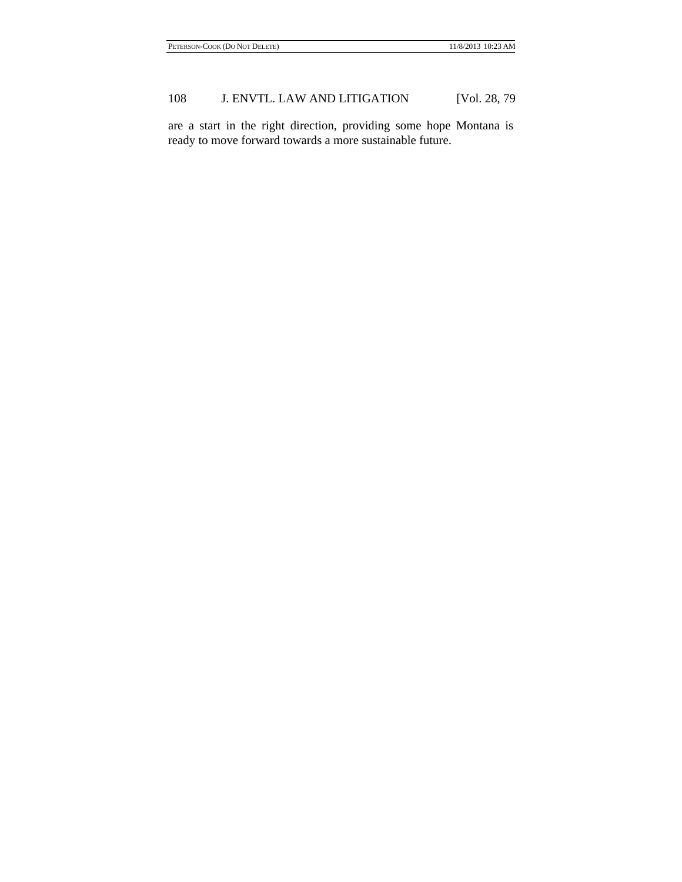are a start in the right direction, providing some hope Montana is ready to move forward towards a more sustainable future.